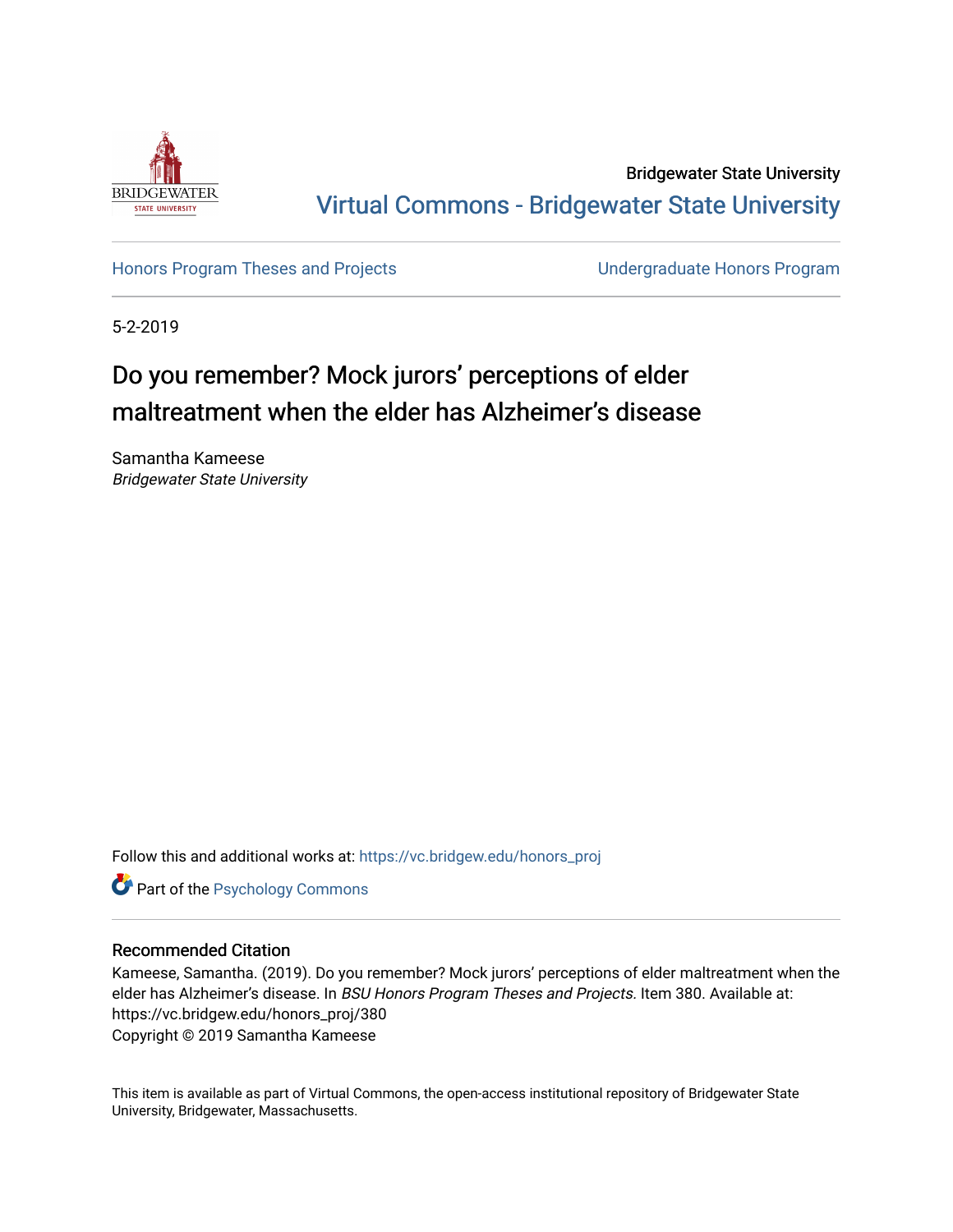Bridgewater State University

Virtual Commons - Bridgewater State University

Honors Program Theses and Projects

Undergraduate Honors Program

5-2-2019

# Do you remember? Mock jurors' perceptions of elder maltreatment when the elder has Alzheimer's disease

Samantha Kameese
*Bridgewater State University*

Follow this and additional works at: https://vc.bridgew.edu/honors_proj

Part of the Psychology Commons

## Recommended Citation

Kameese, Samantha. (2019). Do you remember? Mock jurors' perceptions of elder maltreatment when the elder has Alzheimer's disease. In *BSU Honors Program Theses and Projects.* Item 380. Available at: https://vc.bridgew.edu/honors_proj/380

Copyright © 2019 Samantha Kameese

This item is available as part of Virtual Commons, the open-access institutional repository of Bridgewater State University, Bridgewater, Massachusetts.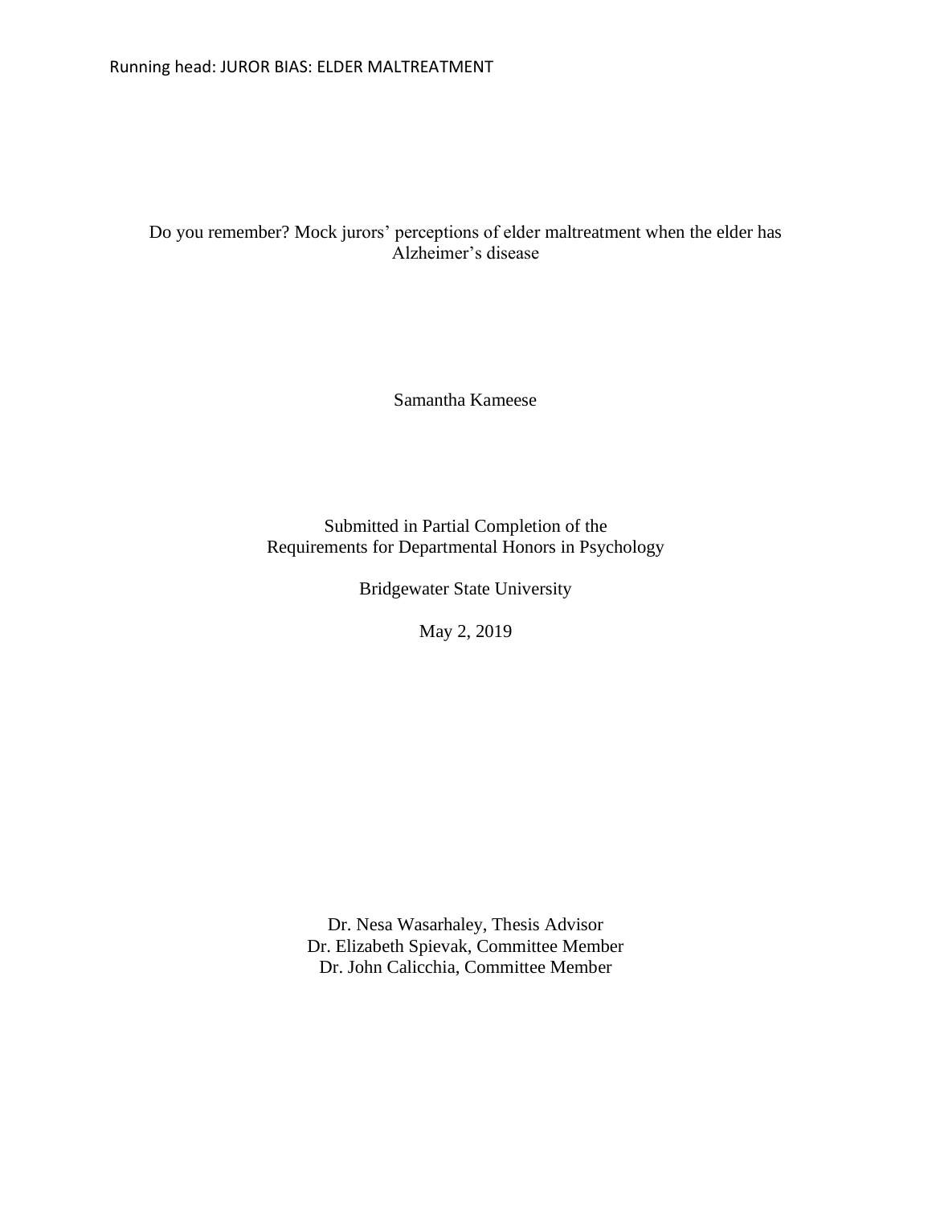# Do you remember? Mock jurors' perceptions of elder maltreatment when the elder has Alzheimer's disease

Samantha Kameese

Submitted in Partial Completion of the
Requirements for Departmental Honors in Psychology

Bridgewater State University

May 2, 2019

Dr. Nesa Wasarhaley, Thesis Advisor
Dr. Elizabeth Spievak, Committee Member
Dr. John Calicchia, Committee Member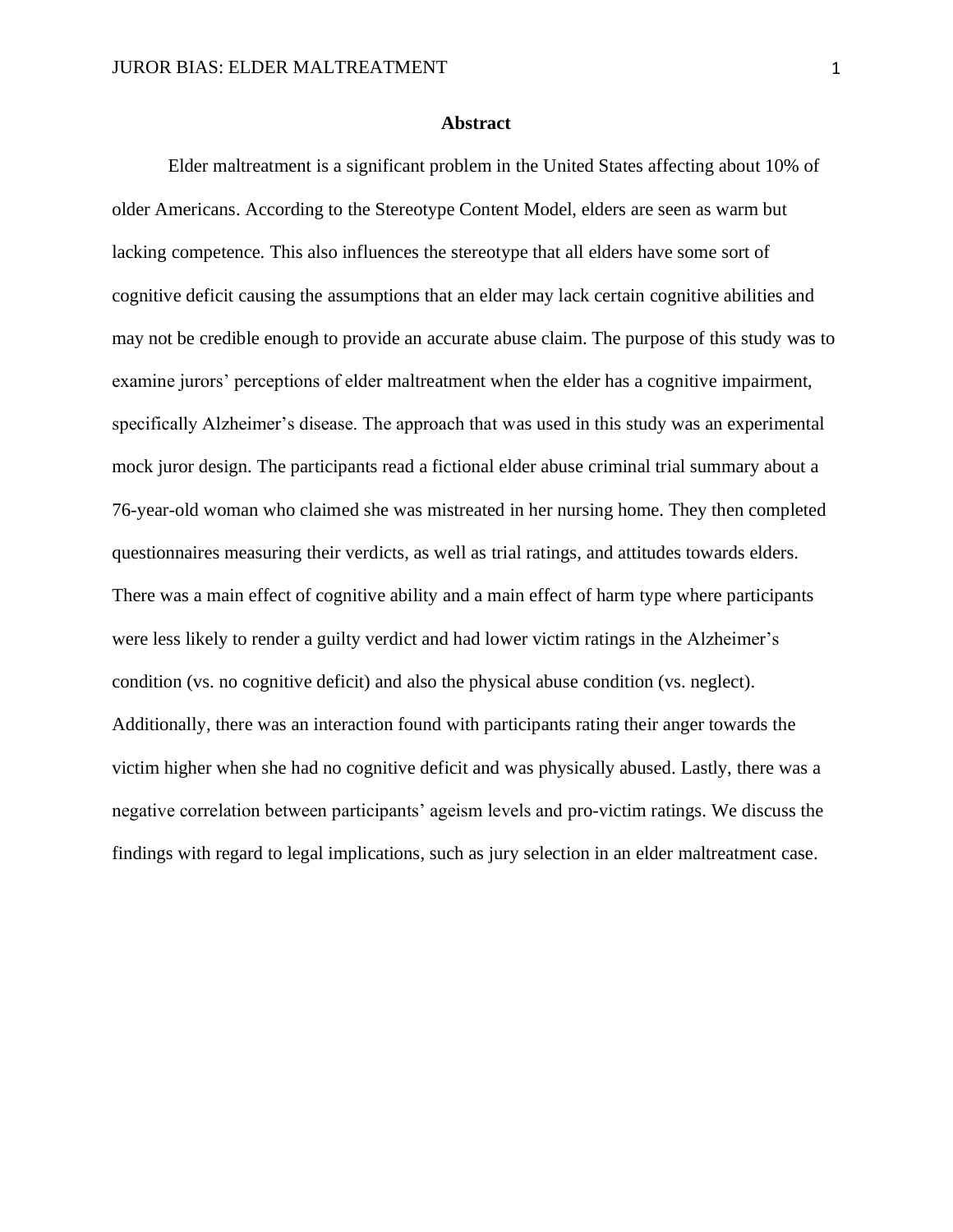## Abstract

Elder maltreatment is a significant problem in the United States affecting about 10% of older Americans. According to the Stereotype Content Model, elders are seen as warm but lacking competence. This also influences the stereotype that all elders have some sort of cognitive deficit causing the assumptions that an elder may lack certain cognitive abilities and may not be credible enough to provide an accurate abuse claim. The purpose of this study was to examine jurors' perceptions of elder maltreatment when the elder has a cognitive impairment, specifically Alzheimer's disease. The approach that was used in this study was an experimental mock juror design. The participants read a fictional elder abuse criminal trial summary about a 76-year-old woman who claimed she was mistreated in her nursing home. They then completed questionnaires measuring their verdicts, as well as trial ratings, and attitudes towards elders. There was a main effect of cognitive ability and a main effect of harm type where participants were less likely to render a guilty verdict and had lower victim ratings in the Alzheimer's condition (vs. no cognitive deficit) and also the physical abuse condition (vs. neglect). Additionally, there was an interaction found with participants rating their anger towards the victim higher when she had no cognitive deficit and was physically abused. Lastly, there was a negative correlation between participants' ageism levels and pro-victim ratings. We discuss the findings with regard to legal implications, such as jury selection in an elder maltreatment case.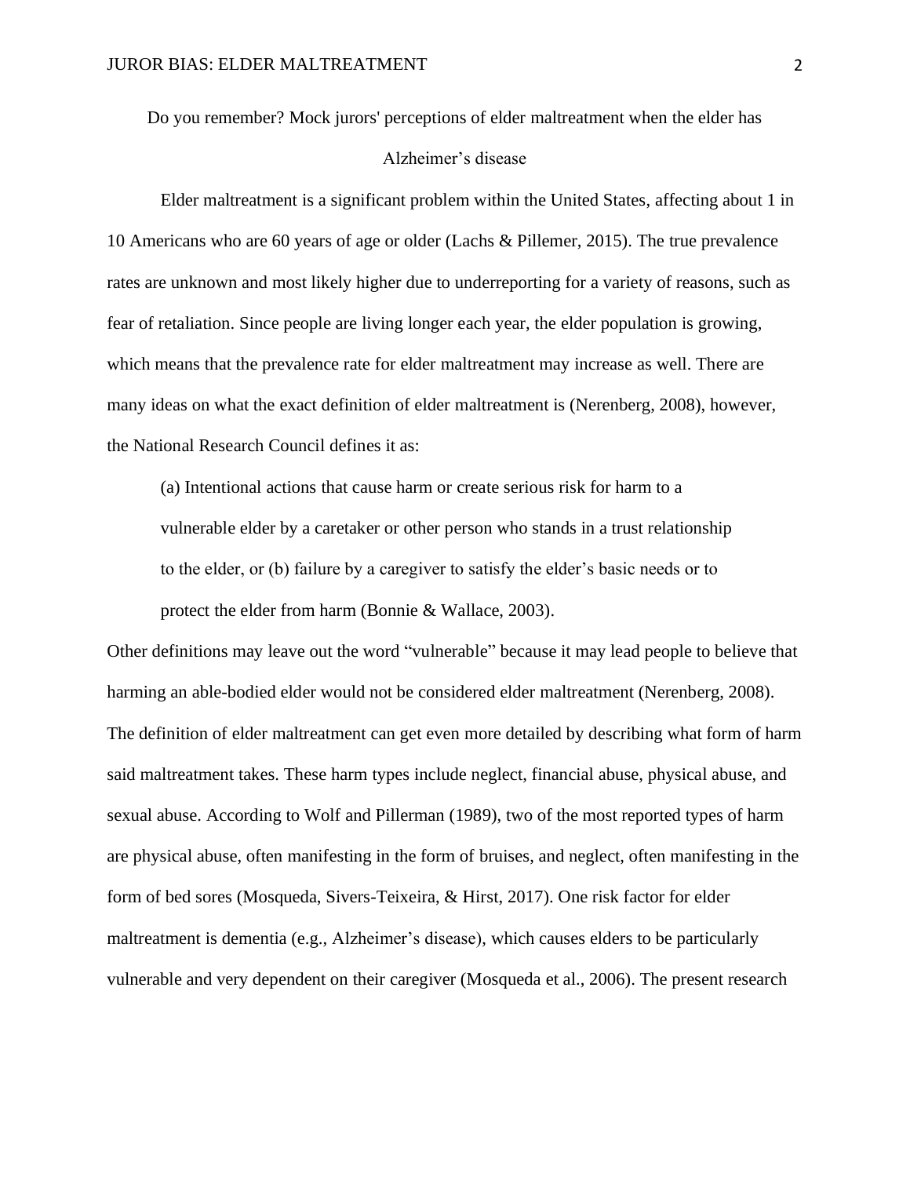# Do you remember? Mock jurors' perceptions of elder maltreatment when the elder has Alzheimer's disease

Elder maltreatment is a significant problem within the United States, affecting about 1 in 10 Americans who are 60 years of age or older (Lachs & Pillemer, 2015). The true prevalence rates are unknown and most likely higher due to underreporting for a variety of reasons, such as fear of retaliation. Since people are living longer each year, the elder population is growing, which means that the prevalence rate for elder maltreatment may increase as well. There are many ideas on what the exact definition of elder maltreatment is (Nerenberg, 2008), however, the National Research Council defines it as:

> (a) Intentional actions that cause harm or create serious risk for harm to a vulnerable elder by a caretaker or other person who stands in a trust relationship to the elder, or (b) failure by a caregiver to satisfy the elder's basic needs or to protect the elder from harm (Bonnie & Wallace, 2003).

Other definitions may leave out the word "vulnerable" because it may lead people to believe that harming an able-bodied elder would not be considered elder maltreatment (Nerenberg, 2008). The definition of elder maltreatment can get even more detailed by describing what form of harm said maltreatment takes. These harm types include neglect, financial abuse, physical abuse, and sexual abuse. According to Wolf and Pillerman (1989), two of the most reported types of harm are physical abuse, often manifesting in the form of bruises, and neglect, often manifesting in the form of bed sores (Mosqueda, Sivers-Teixeira, & Hirst, 2017). One risk factor for elder maltreatment is dementia (e.g., Alzheimer's disease), which causes elders to be particularly vulnerable and very dependent on their caregiver (Mosqueda et al., 2006). The present research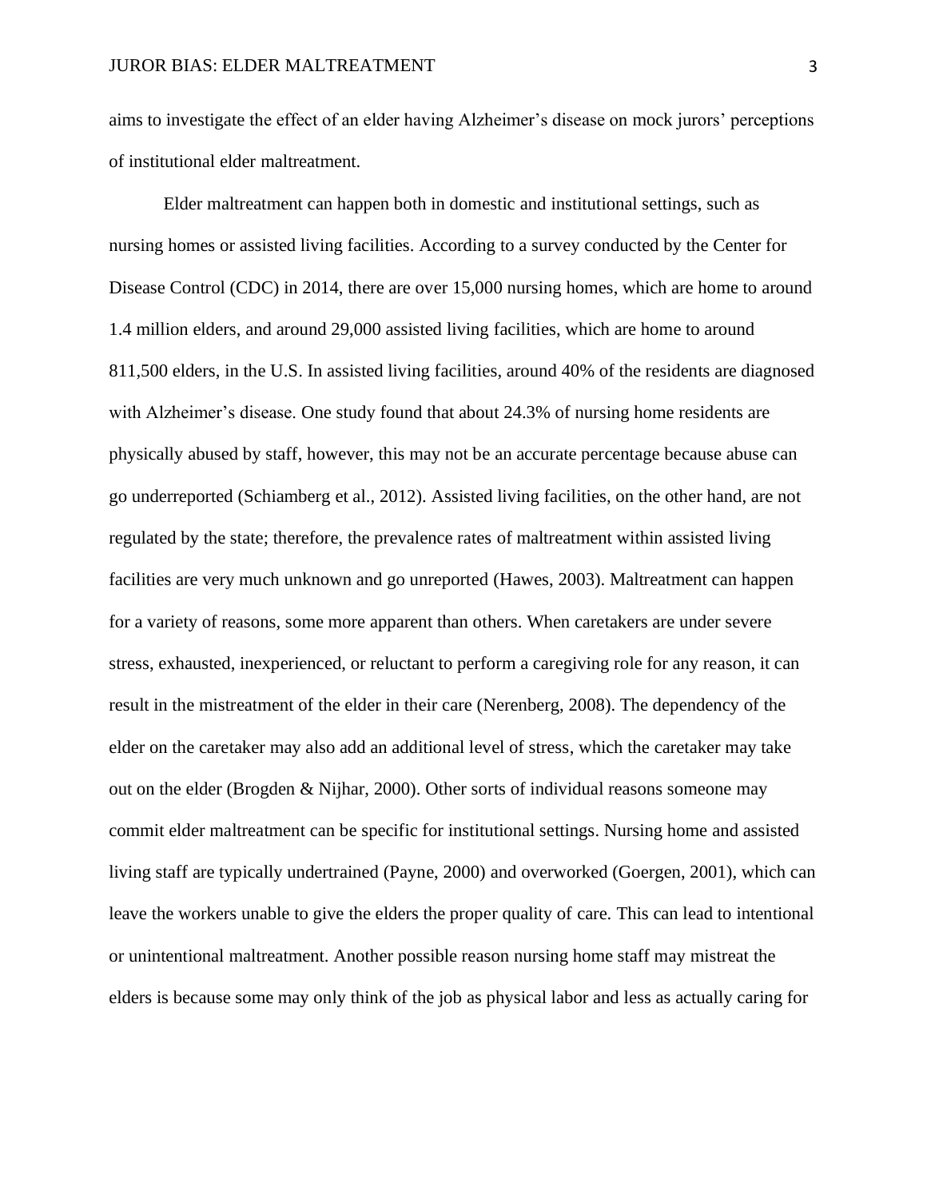aims to investigate the effect of an elder having Alzheimer's disease on mock jurors' perceptions of institutional elder maltreatment.

Elder maltreatment can happen both in domestic and institutional settings, such as nursing homes or assisted living facilities. According to a survey conducted by the Center for Disease Control (CDC) in 2014, there are over 15,000 nursing homes, which are home to around 1.4 million elders, and around 29,000 assisted living facilities, which are home to around 811,500 elders, in the U.S. In assisted living facilities, around 40% of the residents are diagnosed with Alzheimer's disease. One study found that about 24.3% of nursing home residents are physically abused by staff, however, this may not be an accurate percentage because abuse can go underreported (Schiamberg et al., 2012). Assisted living facilities, on the other hand, are not regulated by the state; therefore, the prevalence rates of maltreatment within assisted living facilities are very much unknown and go unreported (Hawes, 2003). Maltreatment can happen for a variety of reasons, some more apparent than others. When caretakers are under severe stress, exhausted, inexperienced, or reluctant to perform a caregiving role for any reason, it can result in the mistreatment of the elder in their care (Nerenberg, 2008). The dependency of the elder on the caretaker may also add an additional level of stress, which the caretaker may take out on the elder (Brogden & Nijhar, 2000). Other sorts of individual reasons someone may commit elder maltreatment can be specific for institutional settings. Nursing home and assisted living staff are typically undertrained (Payne, 2000) and overworked (Goergen, 2001), which can leave the workers unable to give the elders the proper quality of care. This can lead to intentional or unintentional maltreatment. Another possible reason nursing home staff may mistreat the elders is because some may only think of the job as physical labor and less as actually caring for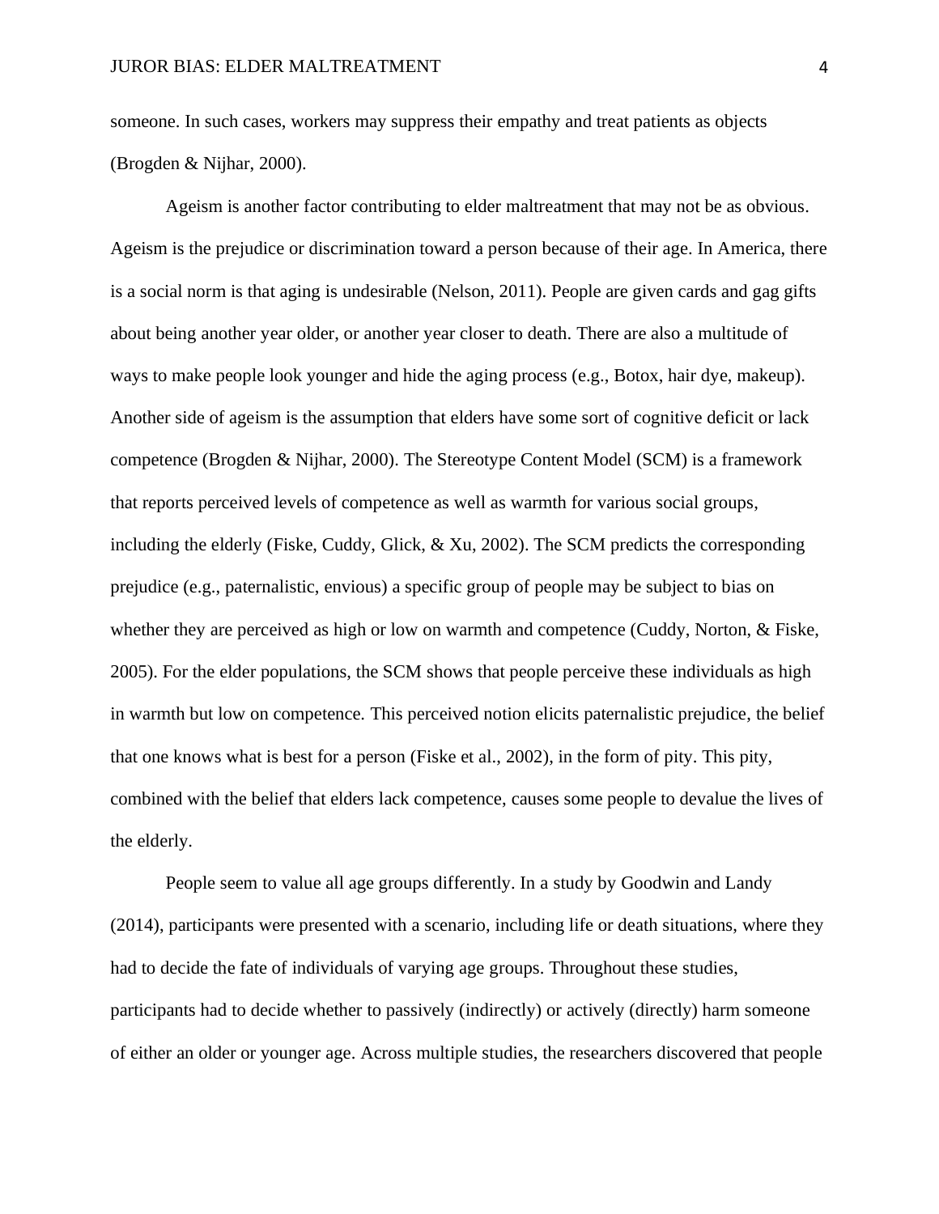someone. In such cases, workers may suppress their empathy and treat patients as objects (Brogden & Nijhar, 2000).

Ageism is another factor contributing to elder maltreatment that may not be as obvious. Ageism is the prejudice or discrimination toward a person because of their age. In America, there is a social norm is that aging is undesirable (Nelson, 2011). People are given cards and gag gifts about being another year older, or another year closer to death. There are also a multitude of ways to make people look younger and hide the aging process (e.g., Botox, hair dye, makeup). Another side of ageism is the assumption that elders have some sort of cognitive deficit or lack competence (Brogden & Nijhar, 2000). The Stereotype Content Model (SCM) is a framework that reports perceived levels of competence as well as warmth for various social groups, including the elderly (Fiske, Cuddy, Glick, & Xu, 2002). The SCM predicts the corresponding prejudice (e.g., paternalistic, envious) a specific group of people may be subject to bias on whether they are perceived as high or low on warmth and competence (Cuddy, Norton, & Fiske, 2005). For the elder populations, the SCM shows that people perceive these individuals as high in warmth but low on competence. This perceived notion elicits paternalistic prejudice, the belief that one knows what is best for a person (Fiske et al., 2002), in the form of pity. This pity, combined with the belief that elders lack competence, causes some people to devalue the lives of the elderly.

People seem to value all age groups differently. In a study by Goodwin and Landy (2014), participants were presented with a scenario, including life or death situations, where they had to decide the fate of individuals of varying age groups. Throughout these studies, participants had to decide whether to passively (indirectly) or actively (directly) harm someone of either an older or younger age. Across multiple studies, the researchers discovered that people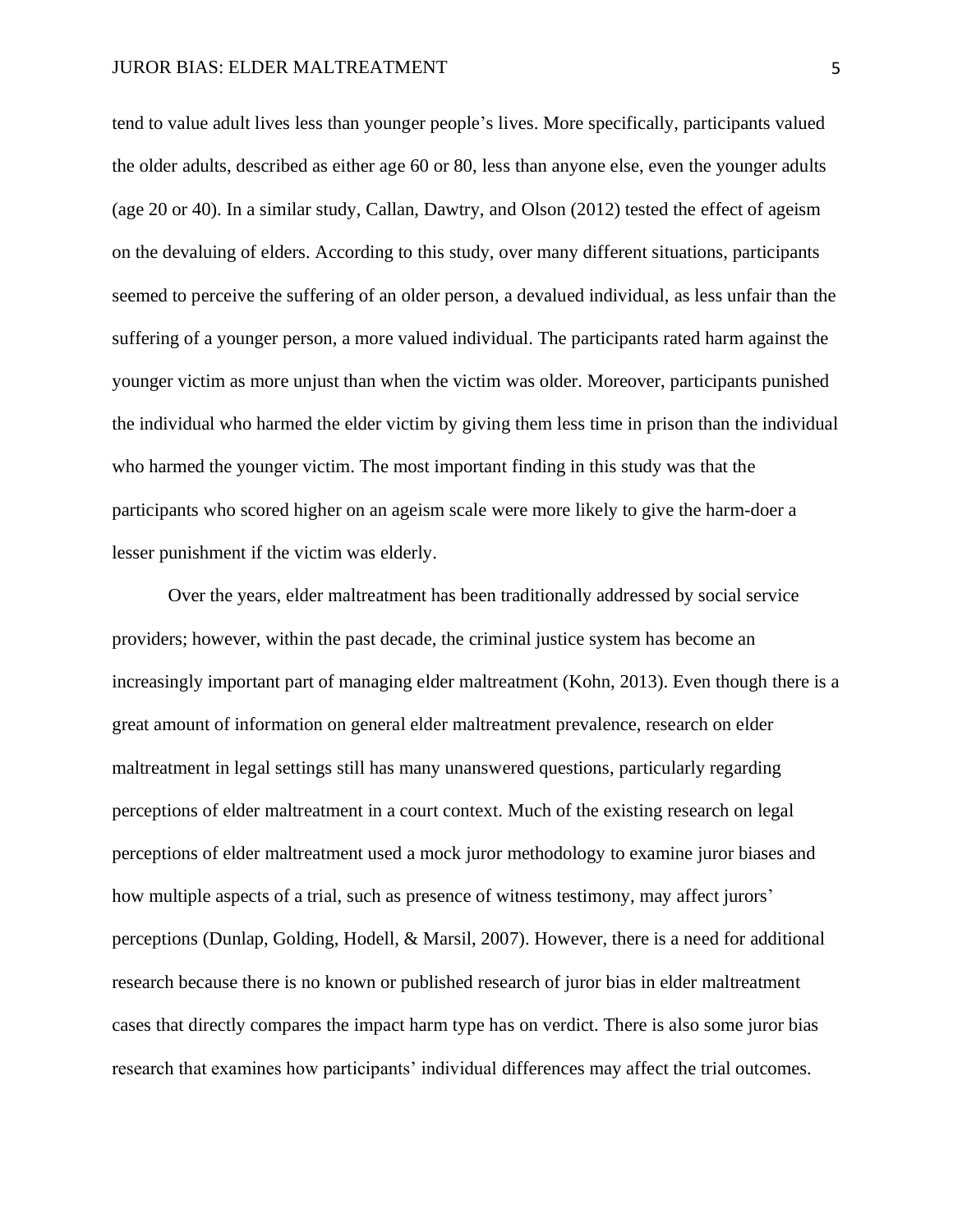tend to value adult lives less than younger people's lives. More specifically, participants valued the older adults, described as either age 60 or 80, less than anyone else, even the younger adults (age 20 or 40). In a similar study, Callan, Dawtry, and Olson (2012) tested the effect of ageism on the devaluing of elders. According to this study, over many different situations, participants seemed to perceive the suffering of an older person, a devalued individual, as less unfair than the suffering of a younger person, a more valued individual. The participants rated harm against the younger victim as more unjust than when the victim was older. Moreover, participants punished the individual who harmed the elder victim by giving them less time in prison than the individual who harmed the younger victim. The most important finding in this study was that the participants who scored higher on an ageism scale were more likely to give the harm-doer a lesser punishment if the victim was elderly.

Over the years, elder maltreatment has been traditionally addressed by social service providers; however, within the past decade, the criminal justice system has become an increasingly important part of managing elder maltreatment (Kohn, 2013). Even though there is a great amount of information on general elder maltreatment prevalence, research on elder maltreatment in legal settings still has many unanswered questions, particularly regarding perceptions of elder maltreatment in a court context. Much of the existing research on legal perceptions of elder maltreatment used a mock juror methodology to examine juror biases and how multiple aspects of a trial, such as presence of witness testimony, may affect jurors' perceptions (Dunlap, Golding, Hodell, & Marsil, 2007). However, there is a need for additional research because there is no known or published research of juror bias in elder maltreatment cases that directly compares the impact harm type has on verdict. There is also some juror bias research that examines how participants' individual differences may affect the trial outcomes.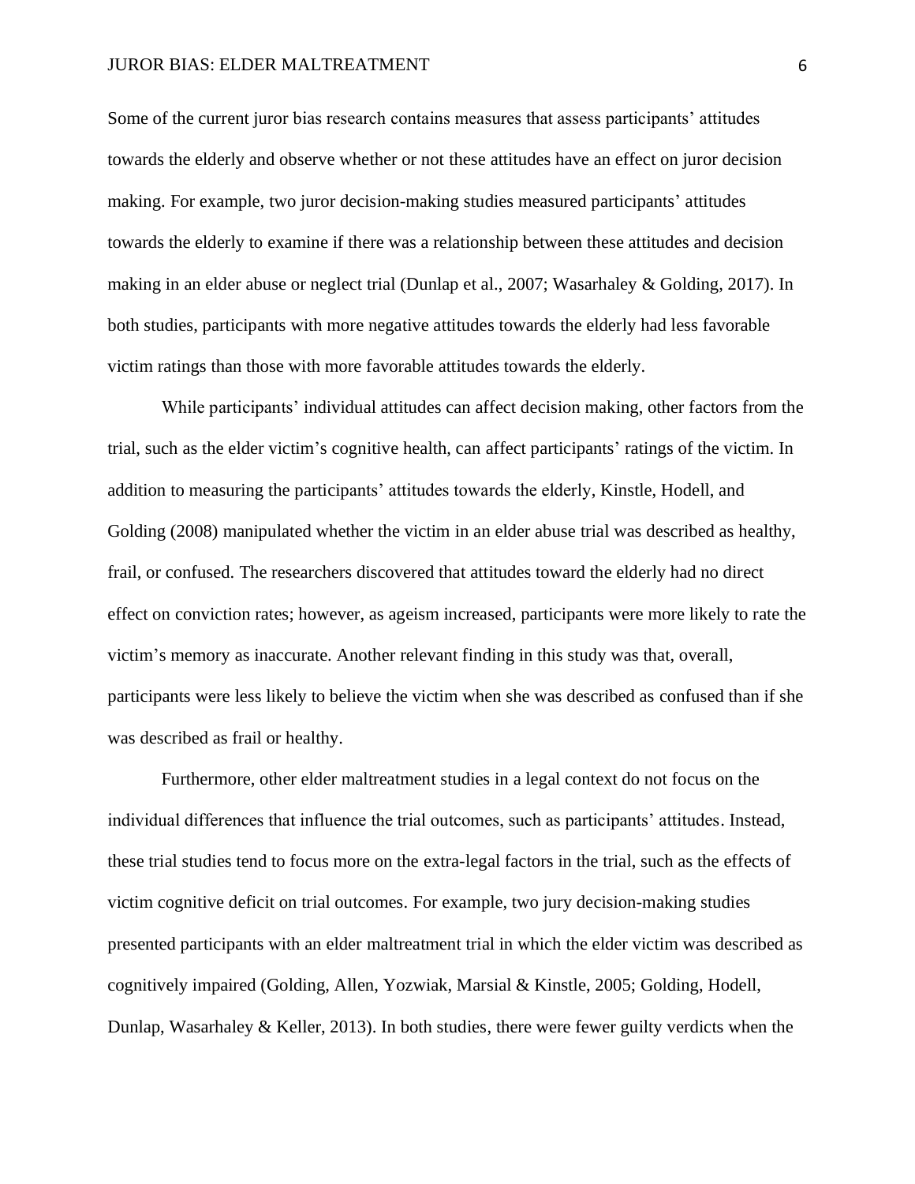Some of the current juror bias research contains measures that assess participants' attitudes towards the elderly and observe whether or not these attitudes have an effect on juror decision making. For example, two juror decision-making studies measured participants' attitudes towards the elderly to examine if there was a relationship between these attitudes and decision making in an elder abuse or neglect trial (Dunlap et al., 2007; Wasarhaley & Golding, 2017). In both studies, participants with more negative attitudes towards the elderly had less favorable victim ratings than those with more favorable attitudes towards the elderly.

While participants' individual attitudes can affect decision making, other factors from the trial, such as the elder victim's cognitive health, can affect participants' ratings of the victim. In addition to measuring the participants' attitudes towards the elderly, Kinstle, Hodell, and Golding (2008) manipulated whether the victim in an elder abuse trial was described as healthy, frail, or confused. The researchers discovered that attitudes toward the elderly had no direct effect on conviction rates; however, as ageism increased, participants were more likely to rate the victim's memory as inaccurate. Another relevant finding in this study was that, overall, participants were less likely to believe the victim when she was described as confused than if she was described as frail or healthy.

Furthermore, other elder maltreatment studies in a legal context do not focus on the individual differences that influence the trial outcomes, such as participants' attitudes. Instead, these trial studies tend to focus more on the extra-legal factors in the trial, such as the effects of victim cognitive deficit on trial outcomes. For example, two jury decision-making studies presented participants with an elder maltreatment trial in which the elder victim was described as cognitively impaired (Golding, Allen, Yozwiak, Marsial & Kinstle, 2005; Golding, Hodell, Dunlap, Wasarhaley & Keller, 2013). In both studies, there were fewer guilty verdicts when the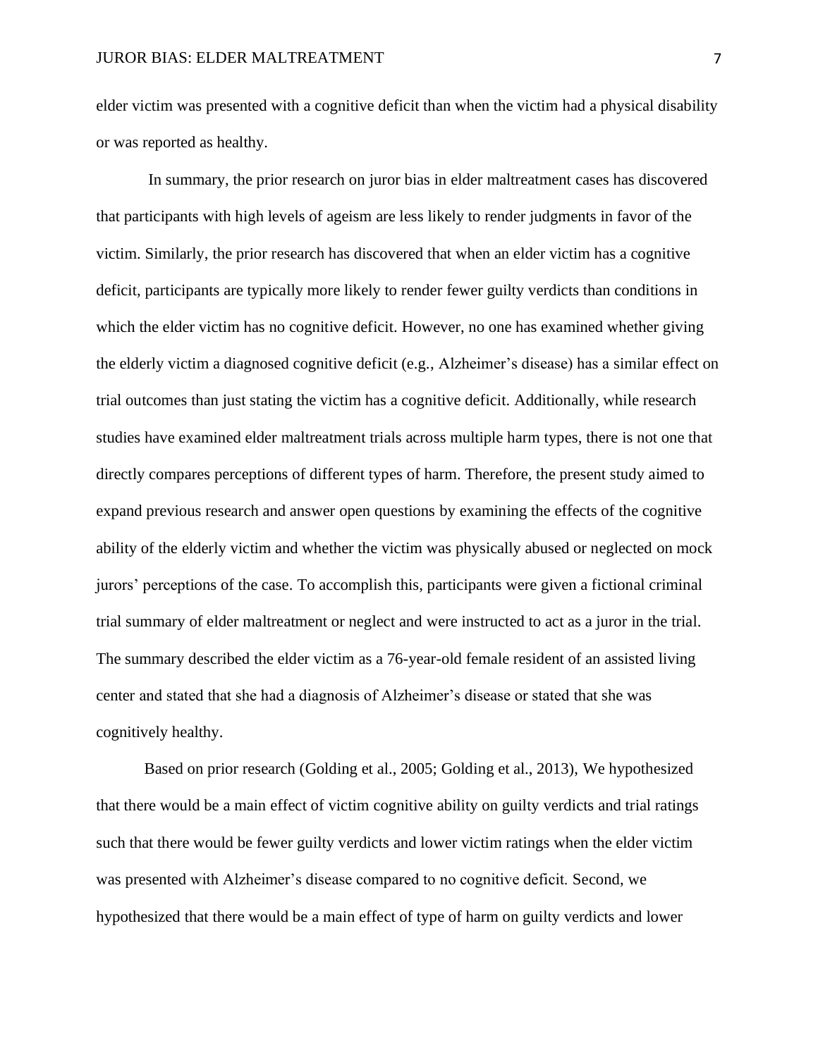elder victim was presented with a cognitive deficit than when the victim had a physical disability or was reported as healthy.

In summary, the prior research on juror bias in elder maltreatment cases has discovered that participants with high levels of ageism are less likely to render judgments in favor of the victim. Similarly, the prior research has discovered that when an elder victim has a cognitive deficit, participants are typically more likely to render fewer guilty verdicts than conditions in which the elder victim has no cognitive deficit. However, no one has examined whether giving the elderly victim a diagnosed cognitive deficit (e.g., Alzheimer's disease) has a similar effect on trial outcomes than just stating the victim has a cognitive deficit. Additionally, while research studies have examined elder maltreatment trials across multiple harm types, there is not one that directly compares perceptions of different types of harm. Therefore, the present study aimed to expand previous research and answer open questions by examining the effects of the cognitive ability of the elderly victim and whether the victim was physically abused or neglected on mock jurors' perceptions of the case. To accomplish this, participants were given a fictional criminal trial summary of elder maltreatment or neglect and were instructed to act as a juror in the trial. The summary described the elder victim as a 76-year-old female resident of an assisted living center and stated that she had a diagnosis of Alzheimer's disease or stated that she was cognitively healthy.

Based on prior research (Golding et al., 2005; Golding et al., 2013), We hypothesized that there would be a main effect of victim cognitive ability on guilty verdicts and trial ratings such that there would be fewer guilty verdicts and lower victim ratings when the elder victim was presented with Alzheimer's disease compared to no cognitive deficit. Second, we hypothesized that there would be a main effect of type of harm on guilty verdicts and lower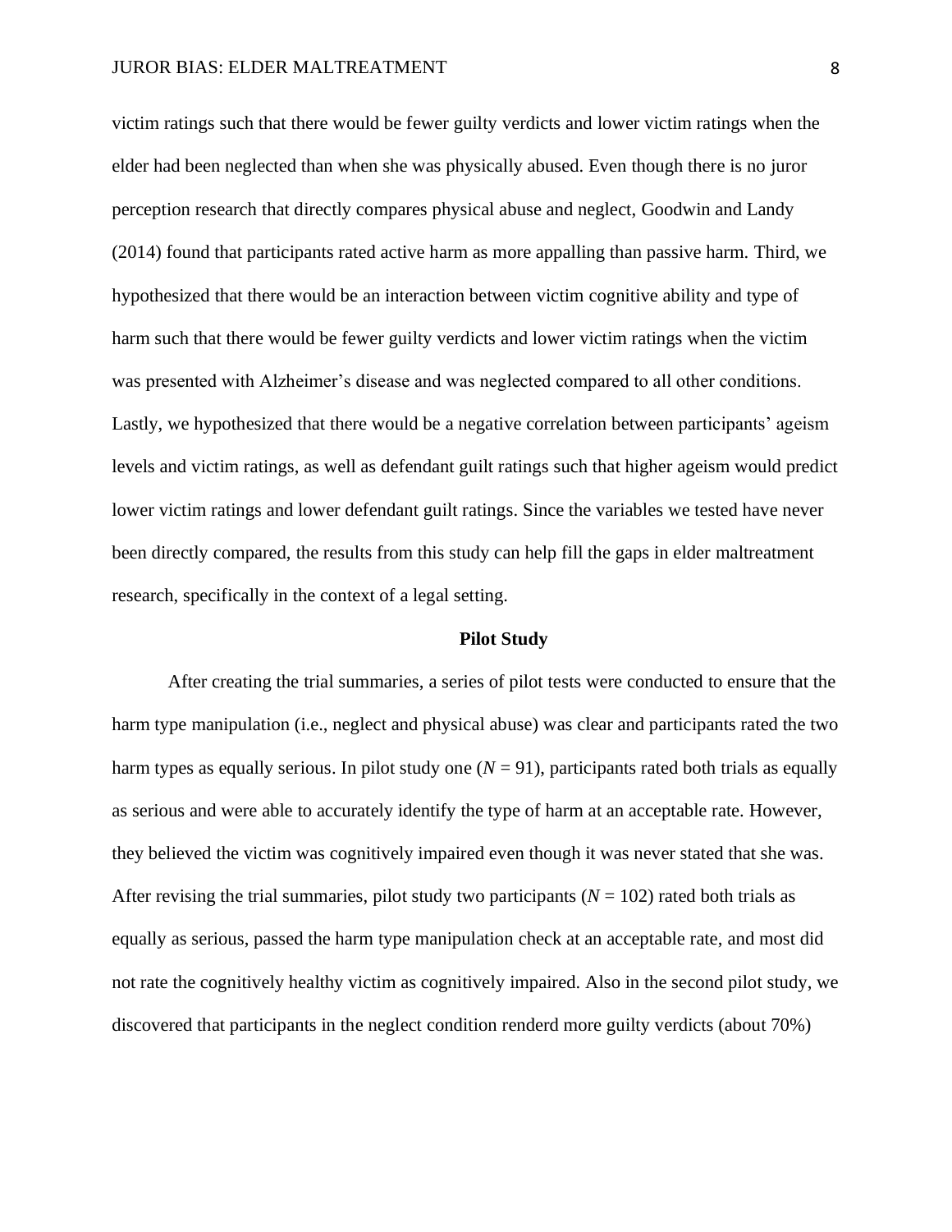victim ratings such that there would be fewer guilty verdicts and lower victim ratings when the elder had been neglected than when she was physically abused. Even though there is no juror perception research that directly compares physical abuse and neglect, Goodwin and Landy (2014) found that participants rated active harm as more appalling than passive harm. Third, we hypothesized that there would be an interaction between victim cognitive ability and type of harm such that there would be fewer guilty verdicts and lower victim ratings when the victim was presented with Alzheimer's disease and was neglected compared to all other conditions. Lastly, we hypothesized that there would be a negative correlation between participants' ageism levels and victim ratings, as well as defendant guilt ratings such that higher ageism would predict lower victim ratings and lower defendant guilt ratings. Since the variables we tested have never been directly compared, the results from this study can help fill the gaps in elder maltreatment research, specifically in the context of a legal setting.

## Pilot Study

After creating the trial summaries, a series of pilot tests were conducted to ensure that the harm type manipulation (i.e., neglect and physical abuse) was clear and participants rated the two harm types as equally serious. In pilot study one (*N* = 91), participants rated both trials as equally as serious and were able to accurately identify the type of harm at an acceptable rate. However, they believed the victim was cognitively impaired even though it was never stated that she was. After revising the trial summaries, pilot study two participants (*N* = 102) rated both trials as equally as serious, passed the harm type manipulation check at an acceptable rate, and most did not rate the cognitively healthy victim as cognitively impaired. Also in the second pilot study, we discovered that participants in the neglect condition renderd more guilty verdicts (about 70%)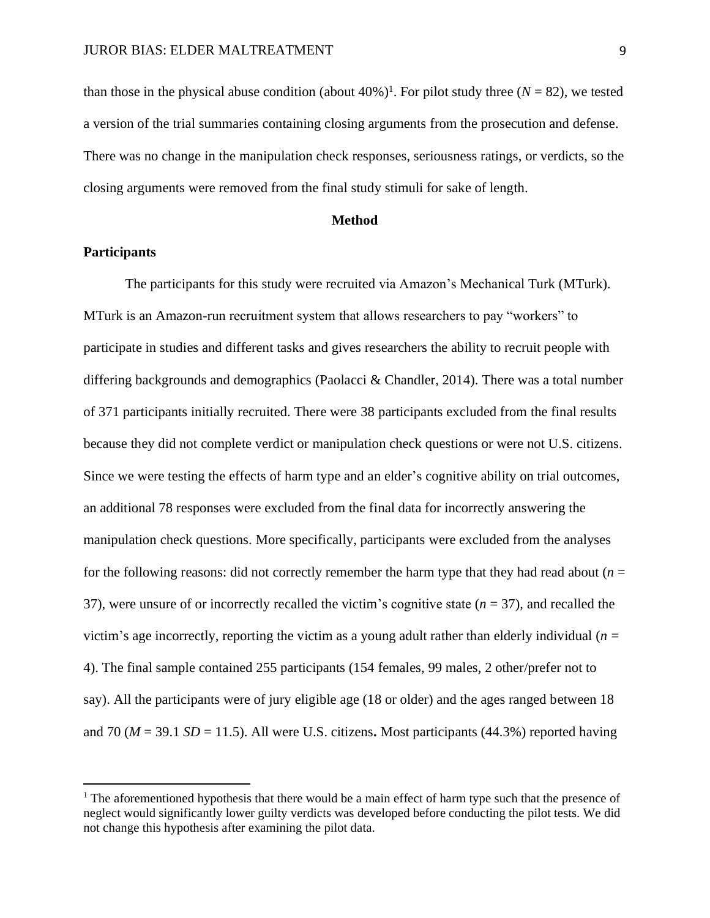than those in the physical abuse condition (about 40%)[1]. For pilot study three ($N = 82$), we tested a version of the trial summaries containing closing arguments from the prosecution and defense. There was no change in the manipulation check responses, seriousness ratings, or verdicts, so the closing arguments were removed from the final study stimuli for sake of length.

## Method

### Participants

The participants for this study were recruited via Amazon's Mechanical Turk (MTurk). MTurk is an Amazon-run recruitment system that allows researchers to pay "workers" to participate in studies and different tasks and gives researchers the ability to recruit people with differing backgrounds and demographics (Paolacci & Chandler, 2014). There was a total number of 371 participants initially recruited. There were 38 participants excluded from the final results because they did not complete verdict or manipulation check questions or were not U.S. citizens. Since we were testing the effects of harm type and an elder's cognitive ability on trial outcomes, an additional 78 responses were excluded from the final data for incorrectly answering the manipulation check questions. More specifically, participants were excluded from the analyses for the following reasons: did not correctly remember the harm type that they had read about ($n = 37$), were unsure of or incorrectly recalled the victim's cognitive state ($n = 37$), and recalled the victim's age incorrectly, reporting the victim as a young adult rather than elderly individual ($n = 4$). The final sample contained 255 participants (154 females, 99 males, 2 other/prefer not to say). All the participants were of jury eligible age (18 or older) and the ages ranged between 18 and 70 ($M = 39.1$ $SD = 11.5$). All were U.S. citizens**.** Most participants (44.3%) reported having

[1] The aforementioned hypothesis that there would be a main effect of harm type such that the presence of neglect would significantly lower guilty verdicts was developed before conducting the pilot tests. We did not change this hypothesis after examining the pilot data.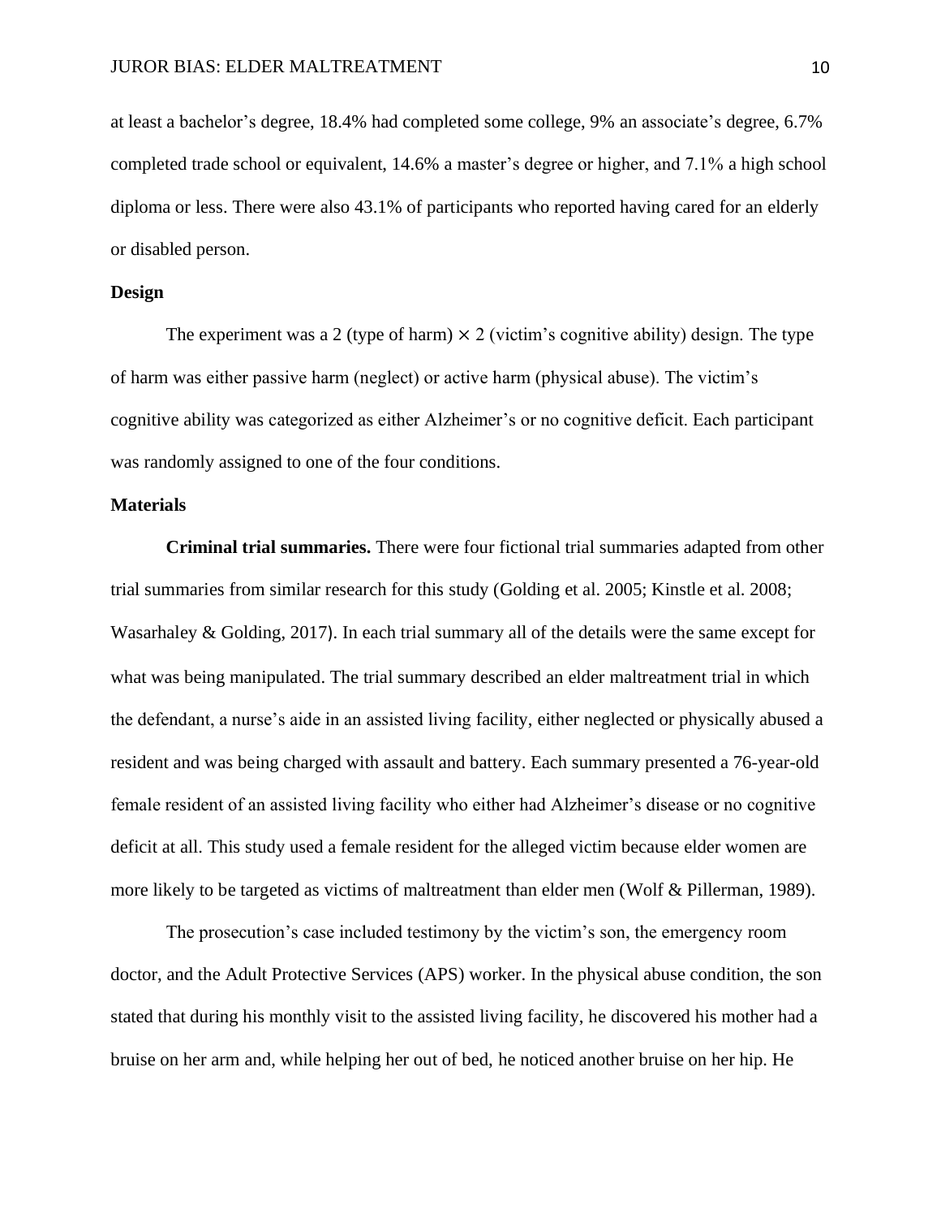at least a bachelor's degree, 18.4% had completed some college, 9% an associate's degree, 6.7% completed trade school or equivalent, 14.6% a master's degree or higher, and 7.1% a high school diploma or less. There were also 43.1% of participants who reported having cared for an elderly or disabled person.

## Design

The experiment was a 2 (type of harm) × 2 (victim's cognitive ability) design. The type of harm was either passive harm (neglect) or active harm (physical abuse). The victim's cognitive ability was categorized as either Alzheimer's or no cognitive deficit. Each participant was randomly assigned to one of the four conditions.

## Materials

**Criminal trial summaries.** There were four fictional trial summaries adapted from other trial summaries from similar research for this study (Golding et al. 2005; Kinstle et al. 2008; Wasarhaley & Golding, 2017). In each trial summary all of the details were the same except for what was being manipulated. The trial summary described an elder maltreatment trial in which the defendant, a nurse's aide in an assisted living facility, either neglected or physically abused a resident and was being charged with assault and battery. Each summary presented a 76-year-old female resident of an assisted living facility who either had Alzheimer's disease or no cognitive deficit at all. This study used a female resident for the alleged victim because elder women are more likely to be targeted as victims of maltreatment than elder men (Wolf & Pillerman, 1989).

The prosecution's case included testimony by the victim's son, the emergency room doctor, and the Adult Protective Services (APS) worker. In the physical abuse condition, the son stated that during his monthly visit to the assisted living facility, he discovered his mother had a bruise on her arm and, while helping her out of bed, he noticed another bruise on her hip. He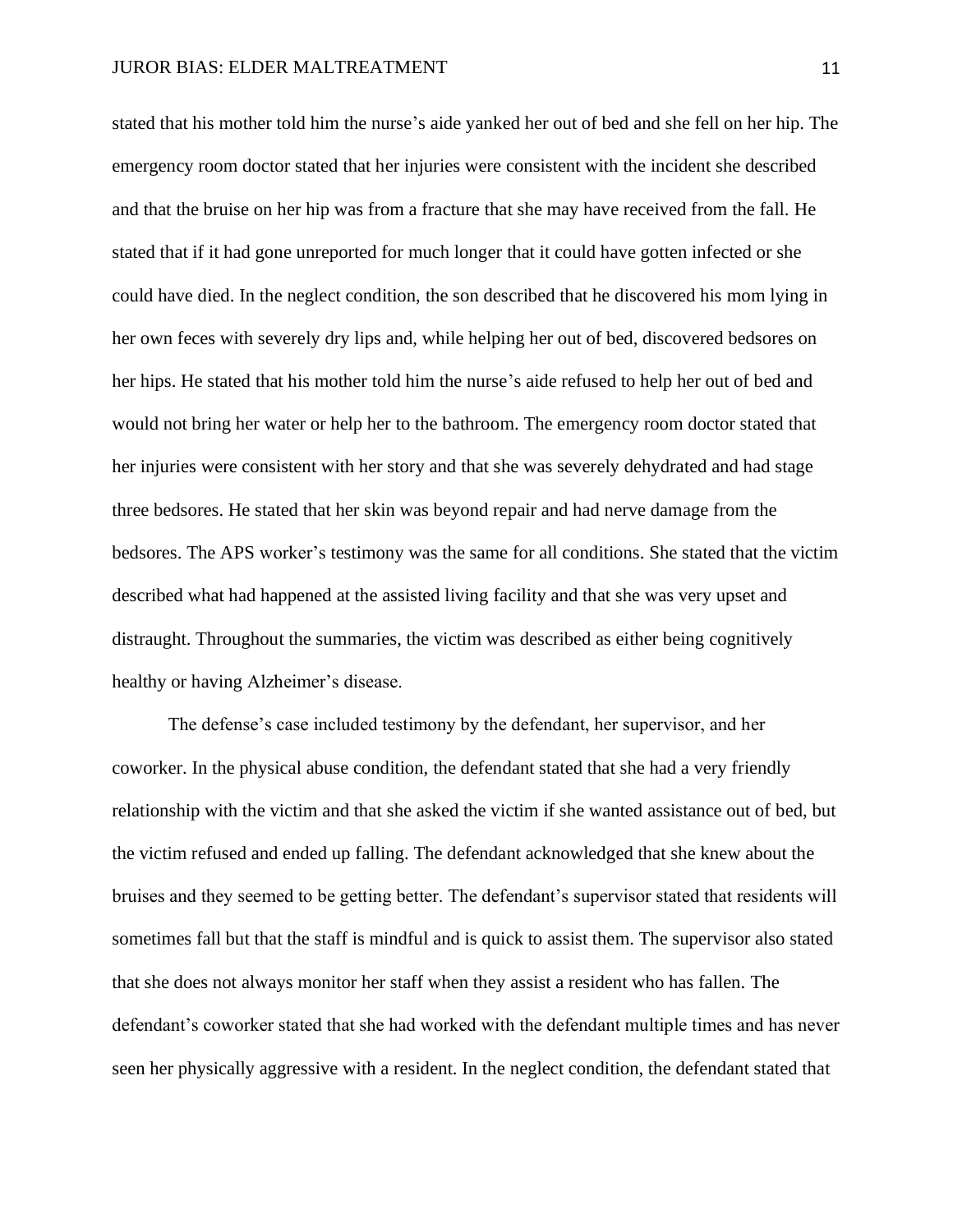stated that his mother told him the nurse's aide yanked her out of bed and she fell on her hip. The emergency room doctor stated that her injuries were consistent with the incident she described and that the bruise on her hip was from a fracture that she may have received from the fall. He stated that if it had gone unreported for much longer that it could have gotten infected or she could have died. In the neglect condition, the son described that he discovered his mom lying in her own feces with severely dry lips and, while helping her out of bed, discovered bedsores on her hips. He stated that his mother told him the nurse's aide refused to help her out of bed and would not bring her water or help her to the bathroom. The emergency room doctor stated that her injuries were consistent with her story and that she was severely dehydrated and had stage three bedsores. He stated that her skin was beyond repair and had nerve damage from the bedsores. The APS worker's testimony was the same for all conditions. She stated that the victim described what had happened at the assisted living facility and that she was very upset and distraught. Throughout the summaries, the victim was described as either being cognitively healthy or having Alzheimer's disease.

The defense's case included testimony by the defendant, her supervisor, and her coworker. In the physical abuse condition, the defendant stated that she had a very friendly relationship with the victim and that she asked the victim if she wanted assistance out of bed, but the victim refused and ended up falling. The defendant acknowledged that she knew about the bruises and they seemed to be getting better. The defendant's supervisor stated that residents will sometimes fall but that the staff is mindful and is quick to assist them. The supervisor also stated that she does not always monitor her staff when they assist a resident who has fallen. The defendant's coworker stated that she had worked with the defendant multiple times and has never seen her physically aggressive with a resident. In the neglect condition, the defendant stated that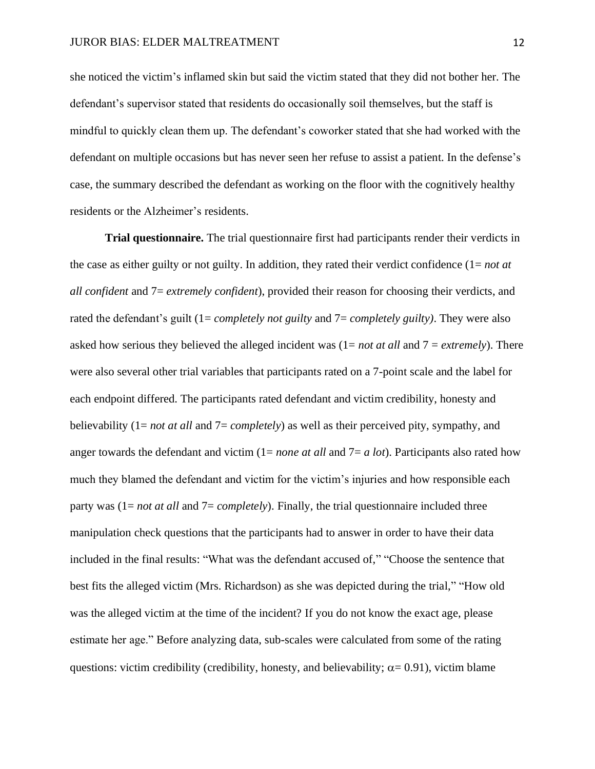she noticed the victim's inflamed skin but said the victim stated that they did not bother her. The defendant's supervisor stated that residents do occasionally soil themselves, but the staff is mindful to quickly clean them up. The defendant's coworker stated that she had worked with the defendant on multiple occasions but has never seen her refuse to assist a patient. In the defense's case, the summary described the defendant as working on the floor with the cognitively healthy residents or the Alzheimer's residents.

**Trial questionnaire.** The trial questionnaire first had participants render their verdicts in the case as either guilty or not guilty. In addition, they rated their verdict confidence (1= *not at all confident* and 7= *extremely confident*), provided their reason for choosing their verdicts, and rated the defendant's guilt (1= *completely not guilty* and 7= *completely guilty)*. They were also asked how serious they believed the alleged incident was (1= *not at all* and 7 = *extremely*). There were also several other trial variables that participants rated on a 7-point scale and the label for each endpoint differed. The participants rated defendant and victim credibility, honesty and believability (1= *not at all* and 7= *completely*) as well as their perceived pity, sympathy, and anger towards the defendant and victim (1= *none at all* and 7= *a lot*). Participants also rated how much they blamed the defendant and victim for the victim's injuries and how responsible each party was (1= *not at all* and 7= *completely*). Finally, the trial questionnaire included three manipulation check questions that the participants had to answer in order to have their data included in the final results: "What was the defendant accused of," "Choose the sentence that best fits the alleged victim (Mrs. Richardson) as she was depicted during the trial," "How old was the alleged victim at the time of the incident? If you do not know the exact age, please estimate her age." Before analyzing data, sub-scales were calculated from some of the rating questions: victim credibility (credibility, honesty, and believability; $\alpha = 0.91$), victim blame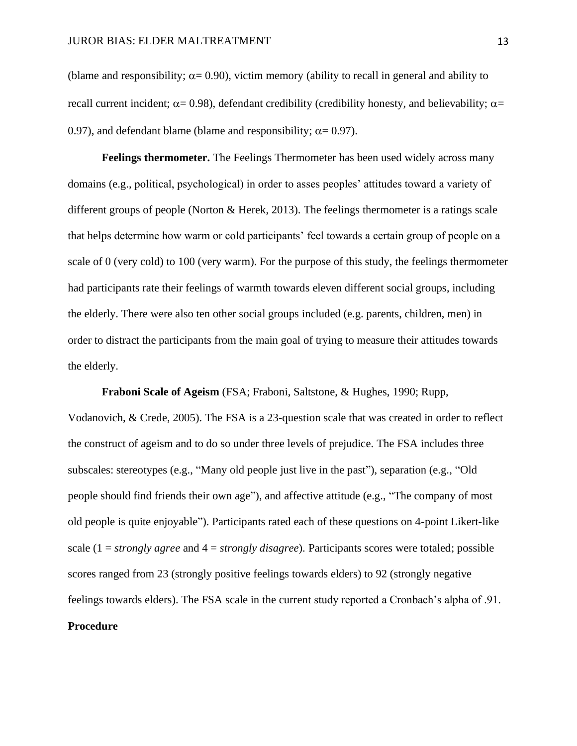(blame and responsibility; $\alpha = 0.90$), victim memory (ability to recall in general and ability to recall current incident; $\alpha = 0.98$), defendant credibility (credibility honesty, and believability; $\alpha = 0.97$), and defendant blame (blame and responsibility; $\alpha = 0.97$).

**Feelings thermometer.** The Feelings Thermometer has been used widely across many domains (e.g., political, psychological) in order to asses peoples' attitudes toward a variety of different groups of people (Norton & Herek, 2013). The feelings thermometer is a ratings scale that helps determine how warm or cold participants' feel towards a certain group of people on a scale of 0 (very cold) to 100 (very warm). For the purpose of this study, the feelings thermometer had participants rate their feelings of warmth towards eleven different social groups, including the elderly. There were also ten other social groups included (e.g. parents, children, men) in order to distract the participants from the main goal of trying to measure their attitudes towards the elderly.

**Fraboni Scale of Ageism** (FSA; Fraboni, Saltstone, & Hughes, 1990; Rupp, Vodanovich, & Crede, 2005). The FSA is a 23-question scale that was created in order to reflect the construct of ageism and to do so under three levels of prejudice. The FSA includes three subscales: stereotypes (e.g., "Many old people just live in the past"), separation (e.g., "Old people should find friends their own age"), and affective attitude (e.g., "The company of most old people is quite enjoyable"). Participants rated each of these questions on 4-point Likert-like scale (1 = *strongly agree* and 4 = *strongly disagree*). Participants scores were totaled; possible scores ranged from 23 (strongly positive feelings towards elders) to 92 (strongly negative feelings towards elders). The FSA scale in the current study reported a Cronbach's alpha of .91.

## Procedure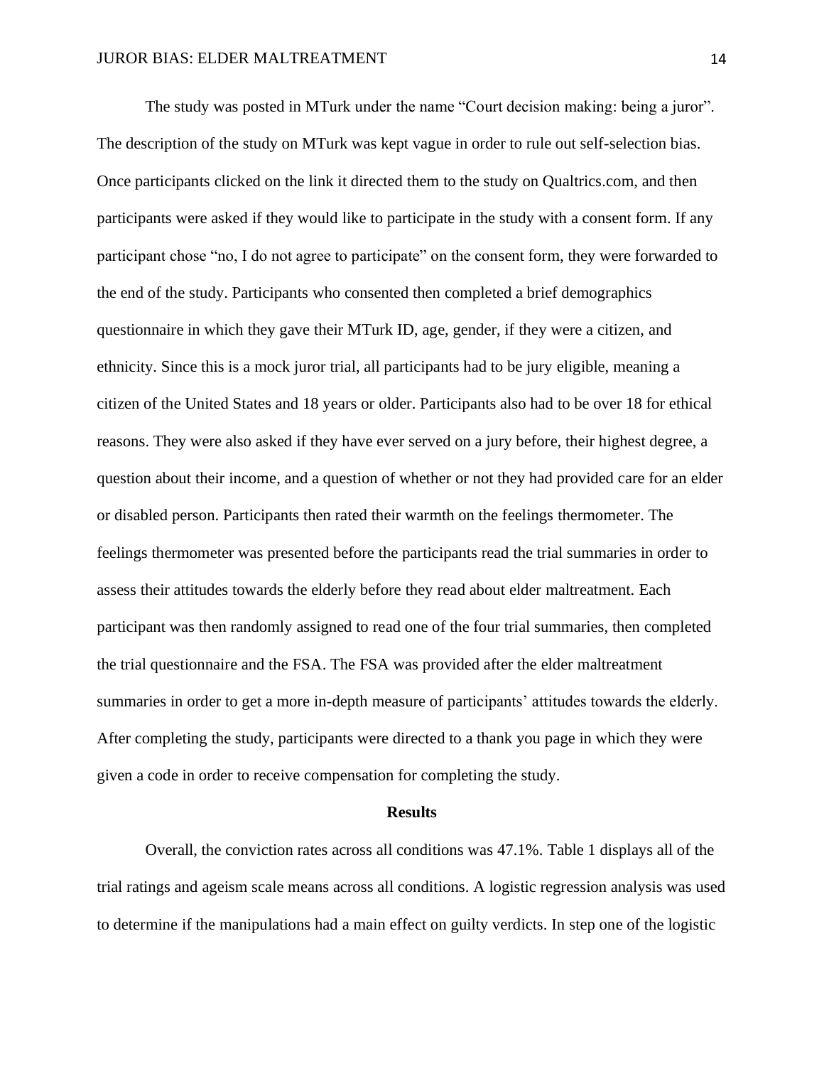The study was posted in MTurk under the name "Court decision making: being a juror". The description of the study on MTurk was kept vague in order to rule out self-selection bias. Once participants clicked on the link it directed them to the study on Qualtrics.com, and then participants were asked if they would like to participate in the study with a consent form. If any participant chose "no, I do not agree to participate" on the consent form, they were forwarded to the end of the study. Participants who consented then completed a brief demographics questionnaire in which they gave their MTurk ID, age, gender, if they were a citizen, and ethnicity. Since this is a mock juror trial, all participants had to be jury eligible, meaning a citizen of the United States and 18 years or older. Participants also had to be over 18 for ethical reasons. They were also asked if they have ever served on a jury before, their highest degree, a question about their income, and a question of whether or not they had provided care for an elder or disabled person. Participants then rated their warmth on the feelings thermometer. The feelings thermometer was presented before the participants read the trial summaries in order to assess their attitudes towards the elderly before they read about elder maltreatment. Each participant was then randomly assigned to read one of the four trial summaries, then completed the trial questionnaire and the FSA. The FSA was provided after the elder maltreatment summaries in order to get a more in-depth measure of participants' attitudes towards the elderly. After completing the study, participants were directed to a thank you page in which they were given a code in order to receive compensation for completing the study.

## Results

Overall, the conviction rates across all conditions was 47.1%. Table 1 displays all of the trial ratings and ageism scale means across all conditions. A logistic regression analysis was used to determine if the manipulations had a main effect on guilty verdicts. In step one of the logistic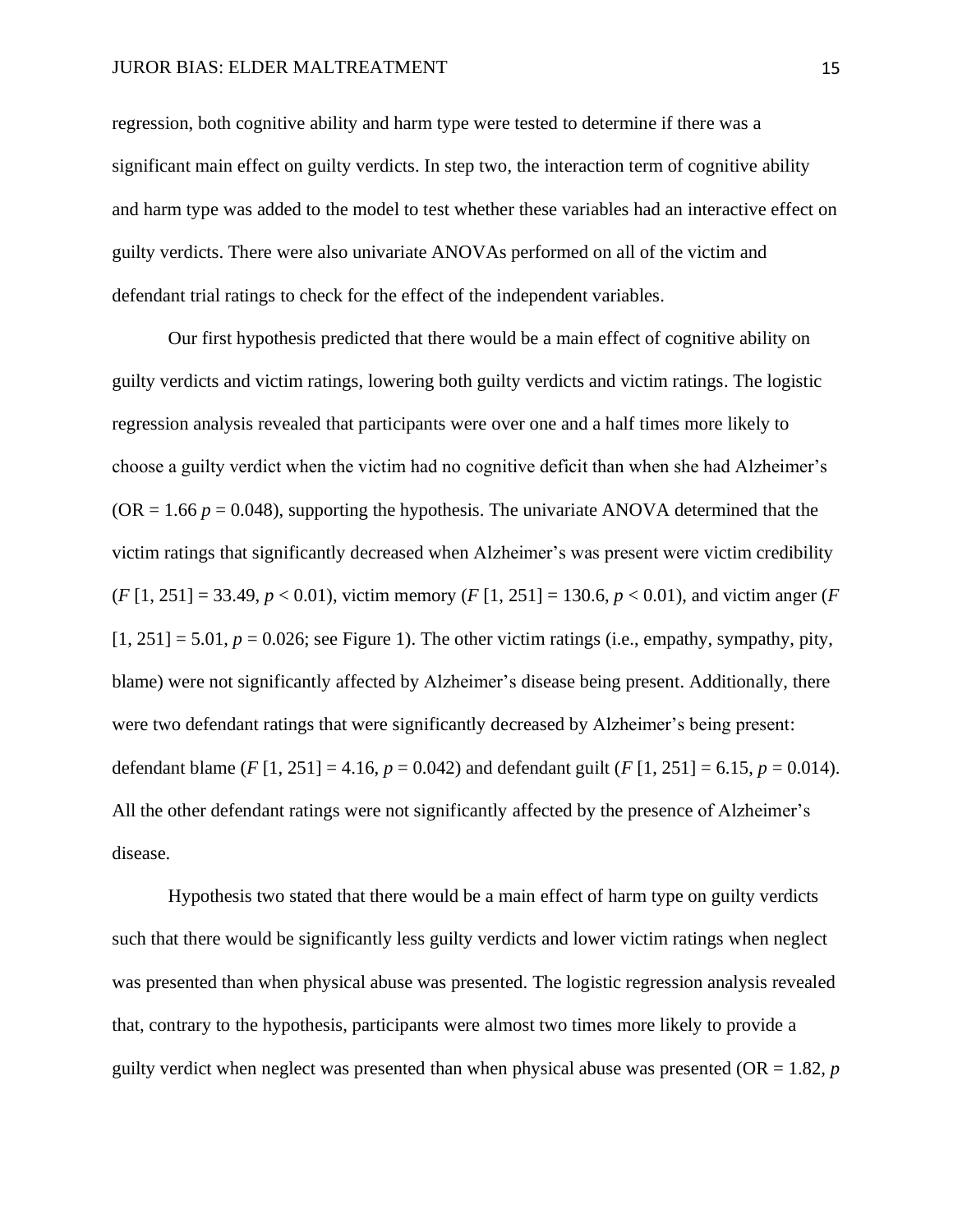regression, both cognitive ability and harm type were tested to determine if there was a significant main effect on guilty verdicts. In step two, the interaction term of cognitive ability and harm type was added to the model to test whether these variables had an interactive effect on guilty verdicts. There were also univariate ANOVAs performed on all of the victim and defendant trial ratings to check for the effect of the independent variables.

Our first hypothesis predicted that there would be a main effect of cognitive ability on guilty verdicts and victim ratings, lowering both guilty verdicts and victim ratings. The logistic regression analysis revealed that participants were over one and a half times more likely to choose a guilty verdict when the victim had no cognitive deficit than when she had Alzheimer's (OR = 1.66 $p = 0.048$), supporting the hypothesis. The univariate ANOVA determined that the victim ratings that significantly decreased when Alzheimer's was present were victim credibility ($F$ [1, 251] = 33.49, $p < 0.01$), victim memory ($F$ [1, 251] = 130.6, $p < 0.01$), and victim anger ($F$ [1, 251] = 5.01, $p = 0.026$; see Figure 1). The other victim ratings (i.e., empathy, sympathy, pity, blame) were not significantly affected by Alzheimer's disease being present. Additionally, there were two defendant ratings that were significantly decreased by Alzheimer's being present: defendant blame ($F$ [1, 251] = 4.16, $p = 0.042$) and defendant guilt ($F$ [1, 251] = 6.15, $p = 0.014$). All the other defendant ratings were not significantly affected by the presence of Alzheimer's disease.

Hypothesis two stated that there would be a main effect of harm type on guilty verdicts such that there would be significantly less guilty verdicts and lower victim ratings when neglect was presented than when physical abuse was presented. The logistic regression analysis revealed that, contrary to the hypothesis, participants were almost two times more likely to provide a guilty verdict when neglect was presented than when physical abuse was presented (OR = 1.82, $p$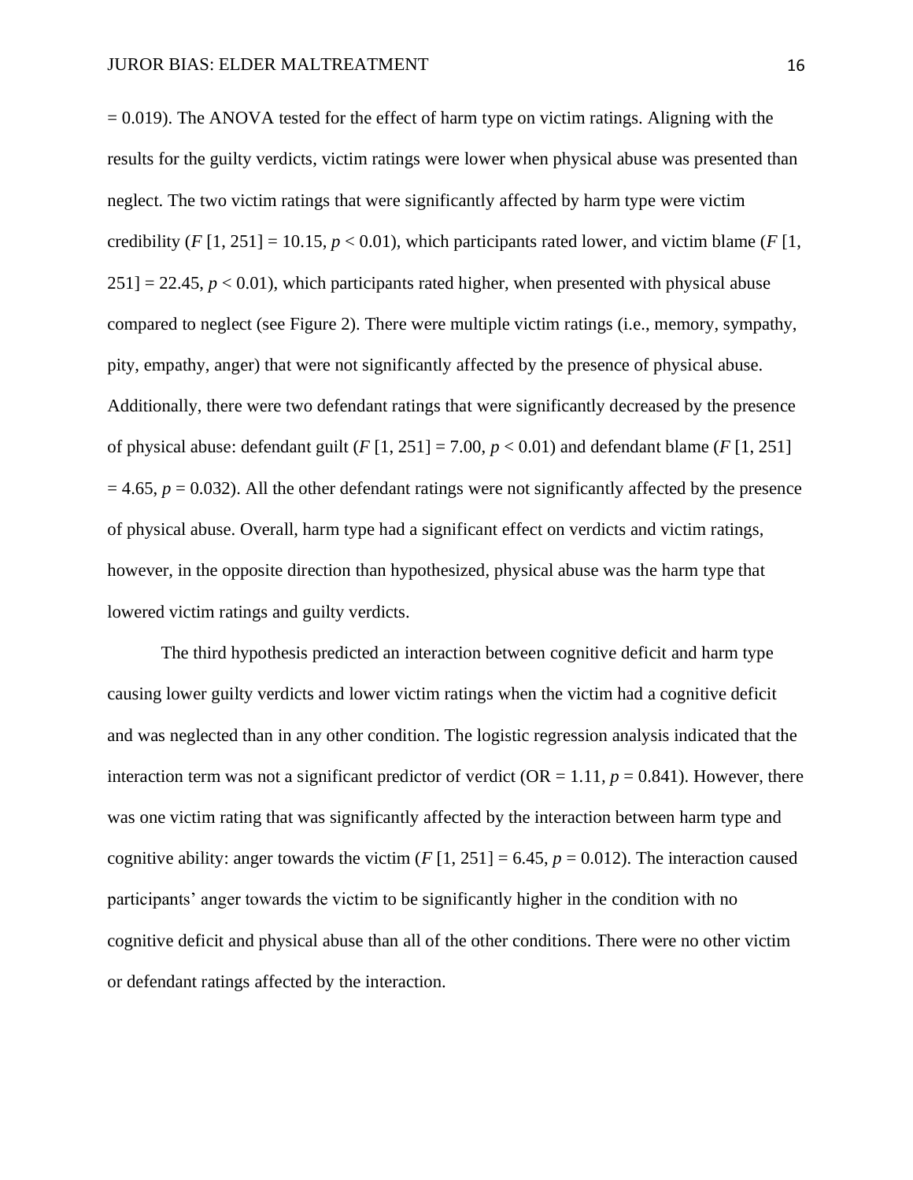$= 0.019$). The ANOVA tested for the effect of harm type on victim ratings. Aligning with the results for the guilty verdicts, victim ratings were lower when physical abuse was presented than neglect. The two victim ratings that were significantly affected by harm type were victim credibility ($F$ [1, 251] = 10.15, $p < 0.01$), which participants rated lower, and victim blame ($F$ [1, 251] = 22.45, $p < 0.01$), which participants rated higher, when presented with physical abuse compared to neglect (see Figure 2). There were multiple victim ratings (i.e., memory, sympathy, pity, empathy, anger) that were not significantly affected by the presence of physical abuse. Additionally, there were two defendant ratings that were significantly decreased by the presence of physical abuse: defendant guilt ($F$ [1, 251] = 7.00, $p < 0.01$) and defendant blame ($F$ [1, 251] = 4.65, $p = 0.032$). All the other defendant ratings were not significantly affected by the presence of physical abuse. Overall, harm type had a significant effect on verdicts and victim ratings, however, in the opposite direction than hypothesized, physical abuse was the harm type that lowered victim ratings and guilty verdicts.

The third hypothesis predicted an interaction between cognitive deficit and harm type causing lower guilty verdicts and lower victim ratings when the victim had a cognitive deficit and was neglected than in any other condition. The logistic regression analysis indicated that the interaction term was not a significant predictor of verdict (OR = 1.11, $p = 0.841$). However, there was one victim rating that was significantly affected by the interaction between harm type and cognitive ability: anger towards the victim ($F$ [1, 251] = 6.45, $p = 0.012$). The interaction caused participants' anger towards the victim to be significantly higher in the condition with no cognitive deficit and physical abuse than all of the other conditions. There were no other victim or defendant ratings affected by the interaction.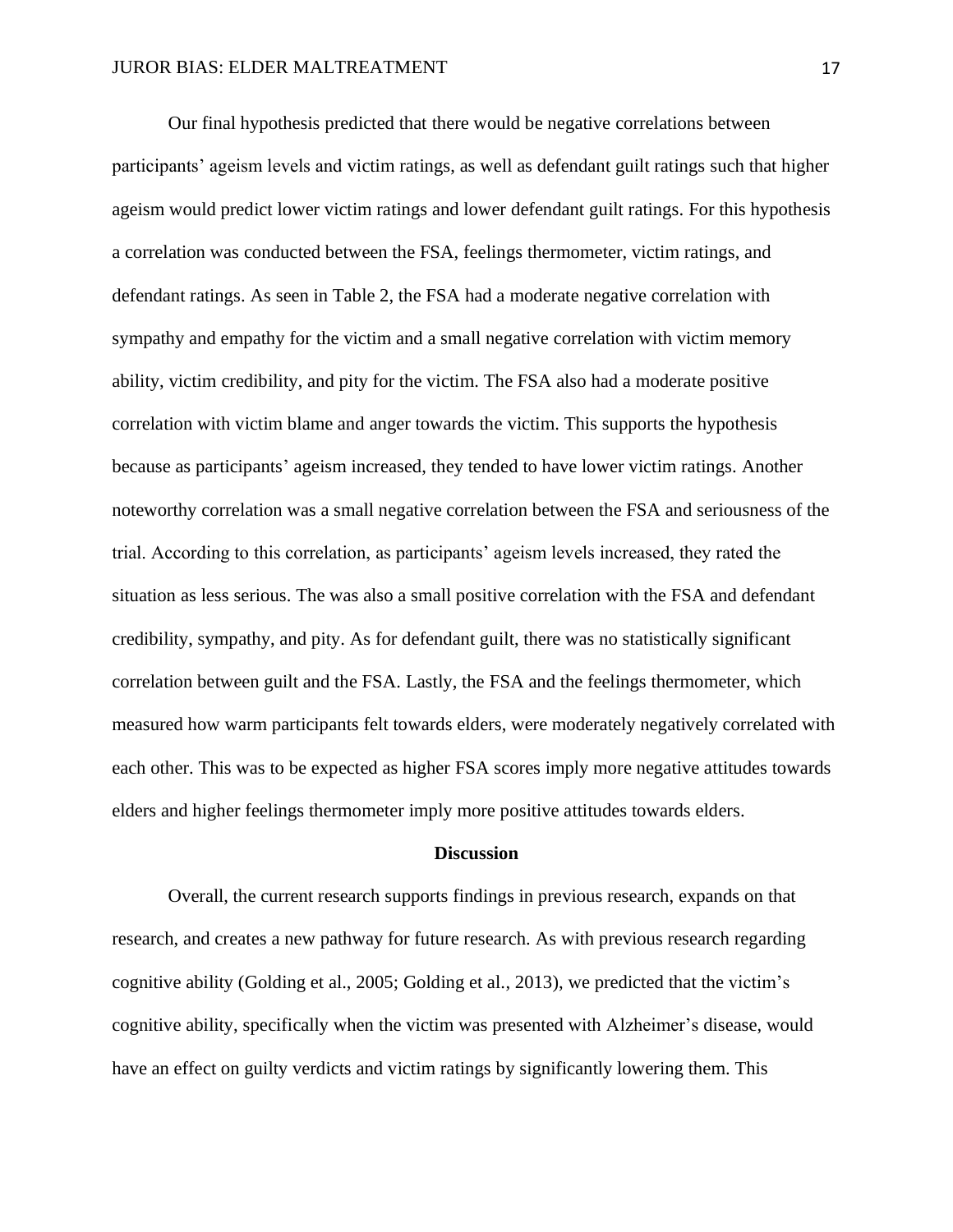Our final hypothesis predicted that there would be negative correlations between participants' ageism levels and victim ratings, as well as defendant guilt ratings such that higher ageism would predict lower victim ratings and lower defendant guilt ratings. For this hypothesis a correlation was conducted between the FSA, feelings thermometer, victim ratings, and defendant ratings. As seen in Table 2, the FSA had a moderate negative correlation with sympathy and empathy for the victim and a small negative correlation with victim memory ability, victim credibility, and pity for the victim. The FSA also had a moderate positive correlation with victim blame and anger towards the victim. This supports the hypothesis because as participants' ageism increased, they tended to have lower victim ratings. Another noteworthy correlation was a small negative correlation between the FSA and seriousness of the trial. According to this correlation, as participants' ageism levels increased, they rated the situation as less serious. The was also a small positive correlation with the FSA and defendant credibility, sympathy, and pity. As for defendant guilt, there was no statistically significant correlation between guilt and the FSA. Lastly, the FSA and the feelings thermometer, which measured how warm participants felt towards elders, were moderately negatively correlated with each other. This was to be expected as higher FSA scores imply more negative attitudes towards elders and higher feelings thermometer imply more positive attitudes towards elders.

## Discussion

Overall, the current research supports findings in previous research, expands on that research, and creates a new pathway for future research. As with previous research regarding cognitive ability (Golding et al., 2005; Golding et al., 2013), we predicted that the victim's cognitive ability, specifically when the victim was presented with Alzheimer's disease, would have an effect on guilty verdicts and victim ratings by significantly lowering them. This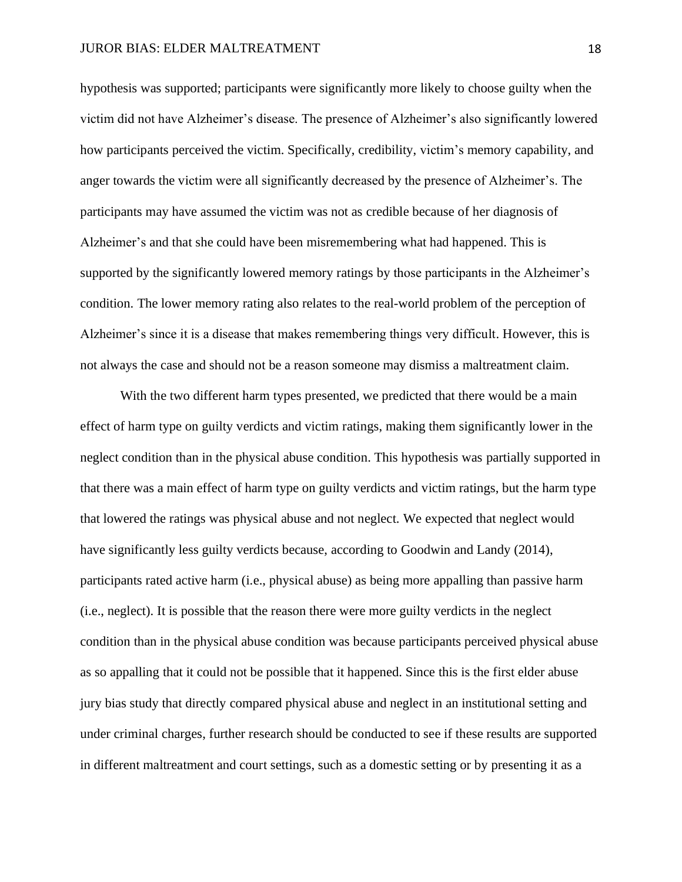hypothesis was supported; participants were significantly more likely to choose guilty when the victim did not have Alzheimer's disease. The presence of Alzheimer's also significantly lowered how participants perceived the victim. Specifically, credibility, victim's memory capability, and anger towards the victim were all significantly decreased by the presence of Alzheimer's. The participants may have assumed the victim was not as credible because of her diagnosis of Alzheimer's and that she could have been misremembering what had happened. This is supported by the significantly lowered memory ratings by those participants in the Alzheimer's condition. The lower memory rating also relates to the real-world problem of the perception of Alzheimer's since it is a disease that makes remembering things very difficult. However, this is not always the case and should not be a reason someone may dismiss a maltreatment claim.

With the two different harm types presented, we predicted that there would be a main effect of harm type on guilty verdicts and victim ratings, making them significantly lower in the neglect condition than in the physical abuse condition. This hypothesis was partially supported in that there was a main effect of harm type on guilty verdicts and victim ratings, but the harm type that lowered the ratings was physical abuse and not neglect. We expected that neglect would have significantly less guilty verdicts because, according to Goodwin and Landy (2014), participants rated active harm (i.e., physical abuse) as being more appalling than passive harm (i.e., neglect). It is possible that the reason there were more guilty verdicts in the neglect condition than in the physical abuse condition was because participants perceived physical abuse as so appalling that it could not be possible that it happened. Since this is the first elder abuse jury bias study that directly compared physical abuse and neglect in an institutional setting and under criminal charges, further research should be conducted to see if these results are supported in different maltreatment and court settings, such as a domestic setting or by presenting it as a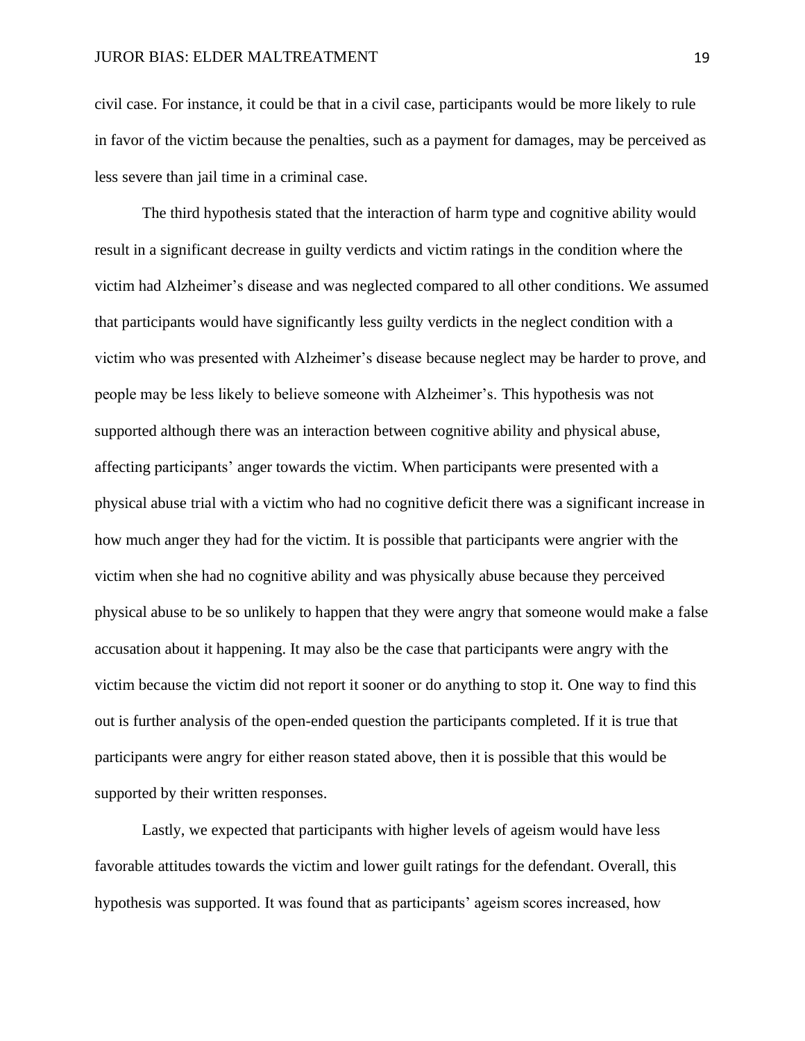civil case. For instance, it could be that in a civil case, participants would be more likely to rule in favor of the victim because the penalties, such as a payment for damages, may be perceived as less severe than jail time in a criminal case.

The third hypothesis stated that the interaction of harm type and cognitive ability would result in a significant decrease in guilty verdicts and victim ratings in the condition where the victim had Alzheimer's disease and was neglected compared to all other conditions. We assumed that participants would have significantly less guilty verdicts in the neglect condition with a victim who was presented with Alzheimer's disease because neglect may be harder to prove, and people may be less likely to believe someone with Alzheimer's. This hypothesis was not supported although there was an interaction between cognitive ability and physical abuse, affecting participants' anger towards the victim. When participants were presented with a physical abuse trial with a victim who had no cognitive deficit there was a significant increase in how much anger they had for the victim. It is possible that participants were angrier with the victim when she had no cognitive ability and was physically abuse because they perceived physical abuse to be so unlikely to happen that they were angry that someone would make a false accusation about it happening. It may also be the case that participants were angry with the victim because the victim did not report it sooner or do anything to stop it. One way to find this out is further analysis of the open-ended question the participants completed. If it is true that participants were angry for either reason stated above, then it is possible that this would be supported by their written responses.

Lastly, we expected that participants with higher levels of ageism would have less favorable attitudes towards the victim and lower guilt ratings for the defendant. Overall, this hypothesis was supported. It was found that as participants' ageism scores increased, how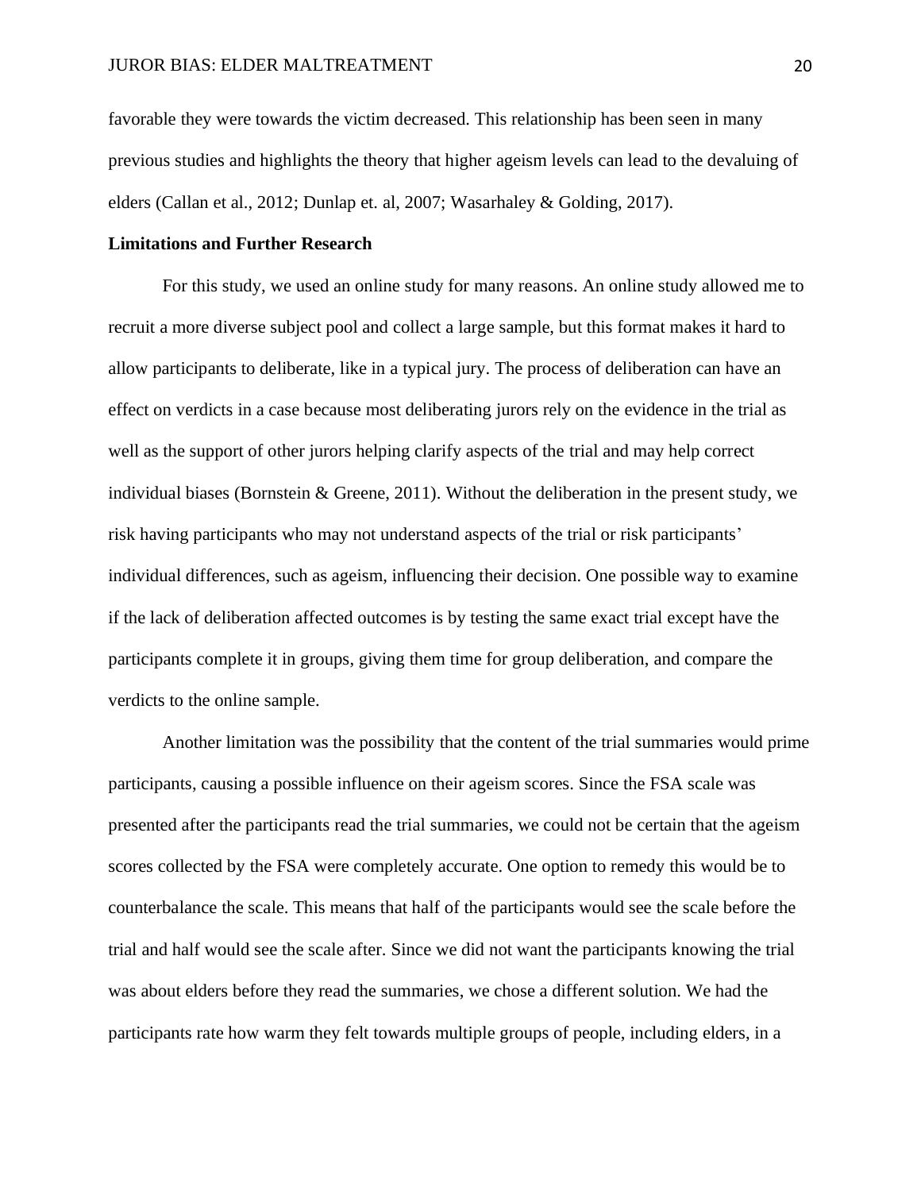favorable they were towards the victim decreased. This relationship has been seen in many previous studies and highlights the theory that higher ageism levels can lead to the devaluing of elders (Callan et al., 2012; Dunlap et. al, 2007; Wasarhaley & Golding, 2017).

**Limitations and Further Research**

For this study, we used an online study for many reasons. An online study allowed me to recruit a more diverse subject pool and collect a large sample, but this format makes it hard to allow participants to deliberate, like in a typical jury. The process of deliberation can have an effect on verdicts in a case because most deliberating jurors rely on the evidence in the trial as well as the support of other jurors helping clarify aspects of the trial and may help correct individual biases (Bornstein & Greene, 2011). Without the deliberation in the present study, we risk having participants who may not understand aspects of the trial or risk participants' individual differences, such as ageism, influencing their decision. One possible way to examine if the lack of deliberation affected outcomes is by testing the same exact trial except have the participants complete it in groups, giving them time for group deliberation, and compare the verdicts to the online sample.

Another limitation was the possibility that the content of the trial summaries would prime participants, causing a possible influence on their ageism scores. Since the FSA scale was presented after the participants read the trial summaries, we could not be certain that the ageism scores collected by the FSA were completely accurate. One option to remedy this would be to counterbalance the scale. This means that half of the participants would see the scale before the trial and half would see the scale after. Since we did not want the participants knowing the trial was about elders before they read the summaries, we chose a different solution. We had the participants rate how warm they felt towards multiple groups of people, including elders, in a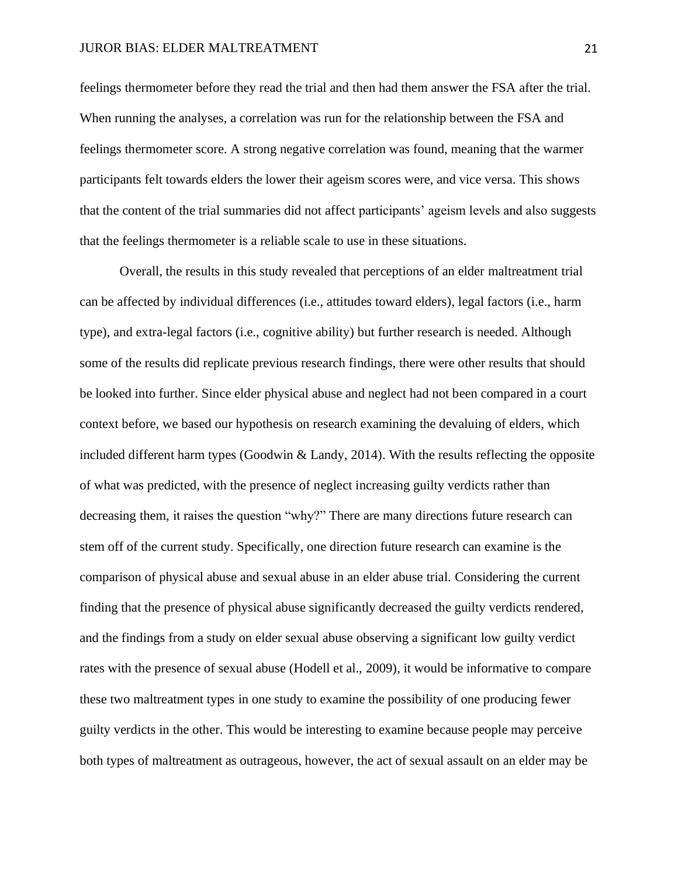feelings thermometer before they read the trial and then had them answer the FSA after the trial. When running the analyses, a correlation was run for the relationship between the FSA and feelings thermometer score. A strong negative correlation was found, meaning that the warmer participants felt towards elders the lower their ageism scores were, and vice versa. This shows that the content of the trial summaries did not affect participants' ageism levels and also suggests that the feelings thermometer is a reliable scale to use in these situations.

Overall, the results in this study revealed that perceptions of an elder maltreatment trial can be affected by individual differences (i.e., attitudes toward elders), legal factors (i.e., harm type), and extra-legal factors (i.e., cognitive ability) but further research is needed. Although some of the results did replicate previous research findings, there were other results that should be looked into further. Since elder physical abuse and neglect had not been compared in a court context before, we based our hypothesis on research examining the devaluing of elders, which included different harm types (Goodwin & Landy, 2014). With the results reflecting the opposite of what was predicted, with the presence of neglect increasing guilty verdicts rather than decreasing them, it raises the question "why?" There are many directions future research can stem off of the current study. Specifically, one direction future research can examine is the comparison of physical abuse and sexual abuse in an elder abuse trial. Considering the current finding that the presence of physical abuse significantly decreased the guilty verdicts rendered, and the findings from a study on elder sexual abuse observing a significant low guilty verdict rates with the presence of sexual abuse (Hodell et al., 2009), it would be informative to compare these two maltreatment types in one study to examine the possibility of one producing fewer guilty verdicts in the other. This would be interesting to examine because people may perceive both types of maltreatment as outrageous, however, the act of sexual assault on an elder may be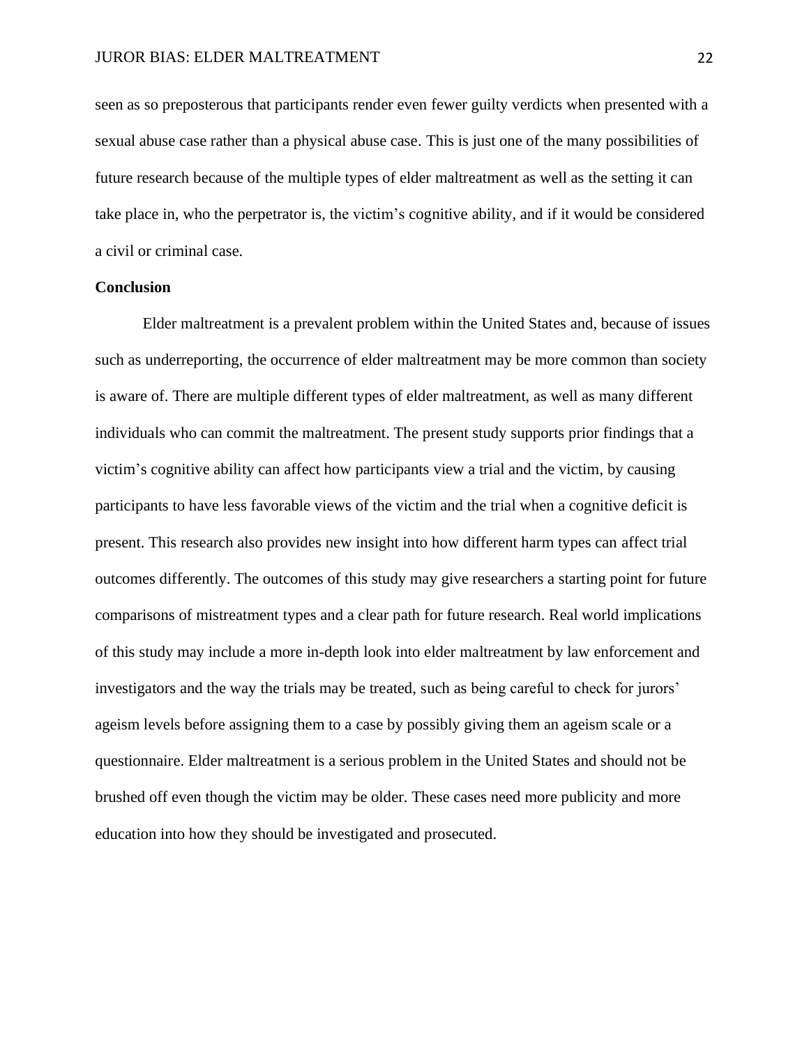seen as so preposterous that participants render even fewer guilty verdicts when presented with a sexual abuse case rather than a physical abuse case. This is just one of the many possibilities of future research because of the multiple types of elder maltreatment as well as the setting it can take place in, who the perpetrator is, the victim's cognitive ability, and if it would be considered a civil or criminal case.

## Conclusion

Elder maltreatment is a prevalent problem within the United States and, because of issues such as underreporting, the occurrence of elder maltreatment may be more common than society is aware of. There are multiple different types of elder maltreatment, as well as many different individuals who can commit the maltreatment. The present study supports prior findings that a victim's cognitive ability can affect how participants view a trial and the victim, by causing participants to have less favorable views of the victim and the trial when a cognitive deficit is present. This research also provides new insight into how different harm types can affect trial outcomes differently. The outcomes of this study may give researchers a starting point for future comparisons of mistreatment types and a clear path for future research. Real world implications of this study may include a more in-depth look into elder maltreatment by law enforcement and investigators and the way the trials may be treated, such as being careful to check for jurors' ageism levels before assigning them to a case by possibly giving them an ageism scale or a questionnaire. Elder maltreatment is a serious problem in the United States and should not be brushed off even though the victim may be older. These cases need more publicity and more education into how they should be investigated and prosecuted.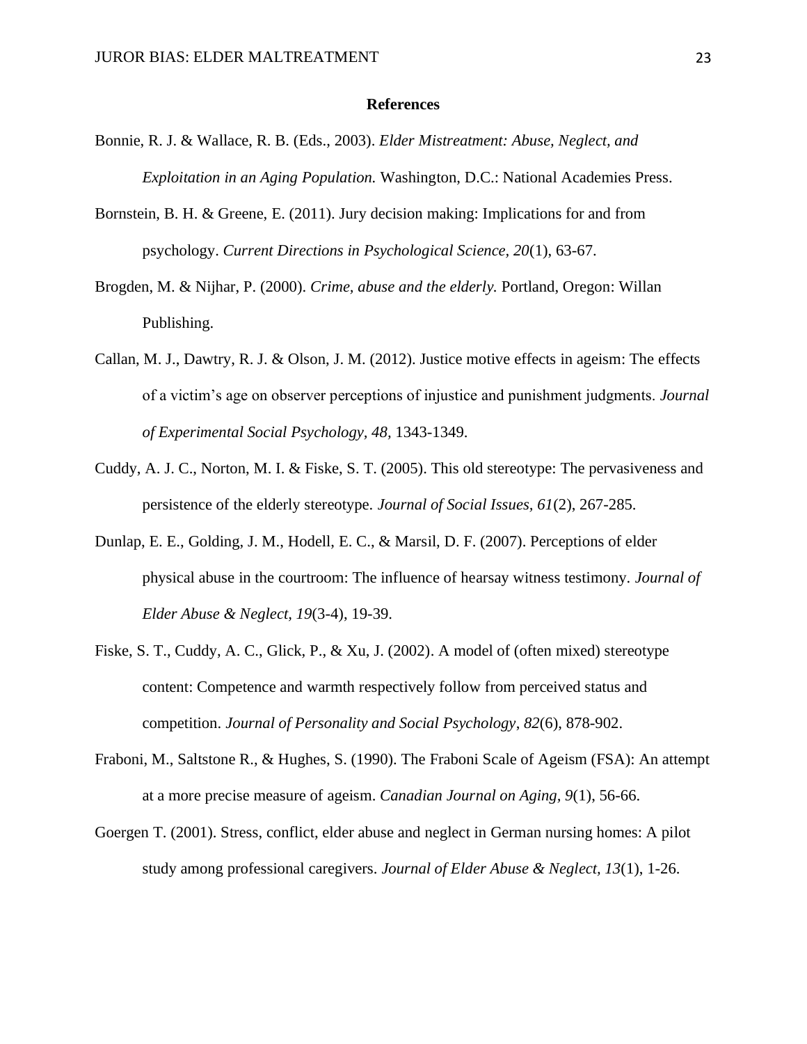**References**

Bonnie, R. J. & Wallace, R. B. (Eds., 2003). *Elder Mistreatment: Abuse, Neglect, and Exploitation in an Aging Population.* Washington, D.C.: National Academies Press.

Bornstein, B. H. & Greene, E. (2011). Jury decision making: Implications for and from psychology. *Current Directions in Psychological Science, 20*(1), 63-67.

Brogden, M. & Nijhar, P. (2000). *Crime, abuse and the elderly.* Portland, Oregon: Willan Publishing.

Callan, M. J., Dawtry, R. J. & Olson, J. M. (2012). Justice motive effects in ageism: The effects of a victim's age on observer perceptions of injustice and punishment judgments. *Journal of Experimental Social Psychology, 48,* 1343-1349.

Cuddy, A. J. C., Norton, M. I. & Fiske, S. T. (2005). This old stereotype: The pervasiveness and persistence of the elderly stereotype. *Journal of Social Issues, 61*(2), 267-285.

Dunlap, E. E., Golding, J. M., Hodell, E. C., & Marsil, D. F. (2007). Perceptions of elder physical abuse in the courtroom: The influence of hearsay witness testimony. *Journal of Elder Abuse & Neglect, 19*(3-4), 19-39.

Fiske, S. T., Cuddy, A. C., Glick, P., & Xu, J. (2002). A model of (often mixed) stereotype content: Competence and warmth respectively follow from perceived status and competition. *Journal of Personality and Social Psychology*, *82*(6), 878-902.

Fraboni, M., Saltstone R., & Hughes, S. (1990). The Fraboni Scale of Ageism (FSA): An attempt at a more precise measure of ageism. *Canadian Journal on Aging, 9*(1), 56-66.

Goergen T. (2001). Stress, conflict, elder abuse and neglect in German nursing homes: A pilot study among professional caregivers. *Journal of Elder Abuse & Neglect, 13*(1), 1-26.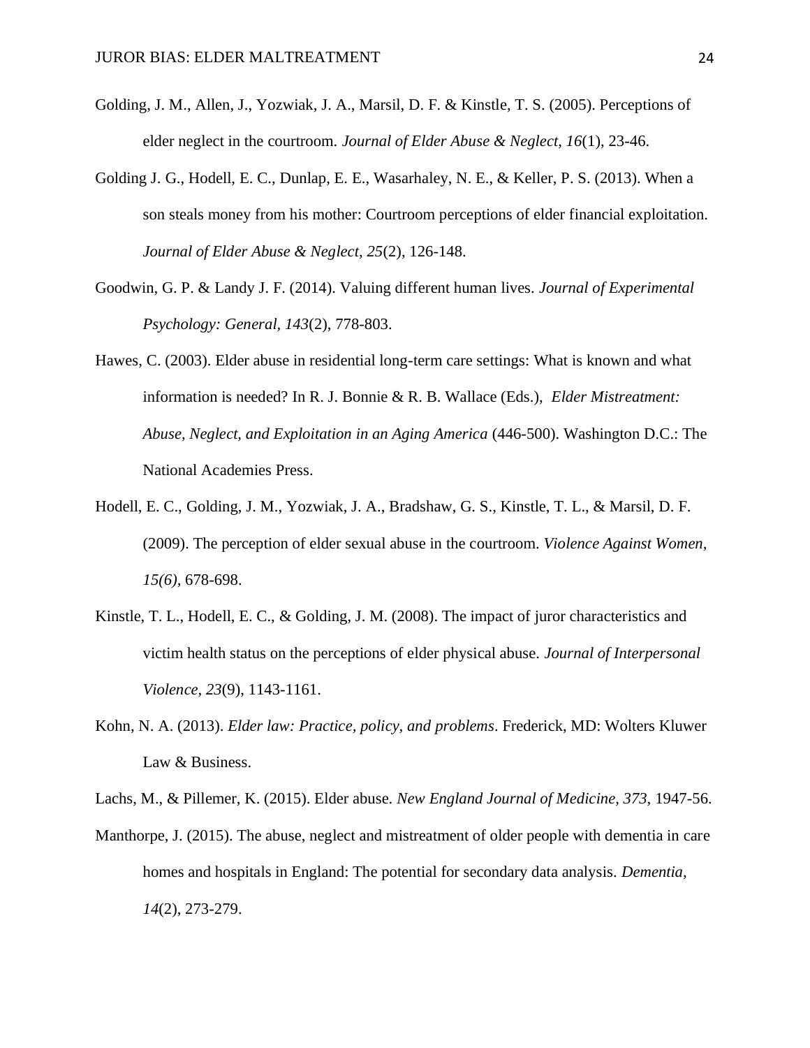Golding, J. M., Allen, J., Yozwiak, J. A., Marsil, D. F. & Kinstle, T. S. (2005). Perceptions of elder neglect in the courtroom. *Journal of Elder Abuse & Neglect, 16*(1), 23-46.

Golding J. G., Hodell, E. C., Dunlap, E. E., Wasarhaley, N. E., & Keller, P. S. (2013). When a son steals money from his mother: Courtroom perceptions of elder financial exploitation. *Journal of Elder Abuse & Neglect, 25*(2), 126-148.

Goodwin, G. P. & Landy J. F. (2014). Valuing different human lives. *Journal of Experimental Psychology: General, 143*(2), 778-803.

Hawes, C. (2003). Elder abuse in residential long-term care settings: What is known and what information is needed? In R. J. Bonnie & R. B. Wallace (Eds.), *Elder Mistreatment: Abuse, Neglect, and Exploitation in an Aging America* (446-500). Washington D.C.: The National Academies Press.

Hodell, E. C., Golding, J. M., Yozwiak, J. A., Bradshaw, G. S., Kinstle, T. L., & Marsil, D. F. (2009). The perception of elder sexual abuse in the courtroom. *Violence Against Women, 15(6)*, 678-698.

Kinstle, T. L., Hodell, E. C., & Golding, J. M. (2008). The impact of juror characteristics and victim health status on the perceptions of elder physical abuse. *Journal of Interpersonal Violence, 23*(9), 1143-1161.

Kohn, N. A. (2013). *Elder law: Practice, policy, and problems*. Frederick, MD: Wolters Kluwer Law & Business.

Lachs, M., & Pillemer, K. (2015). Elder abuse. *New England Journal of Medicine, 373*, 1947-56.

Manthorpe, J. (2015). The abuse, neglect and mistreatment of older people with dementia in care homes and hospitals in England: The potential for secondary data analysis. *Dementia, 14*(2), 273-279.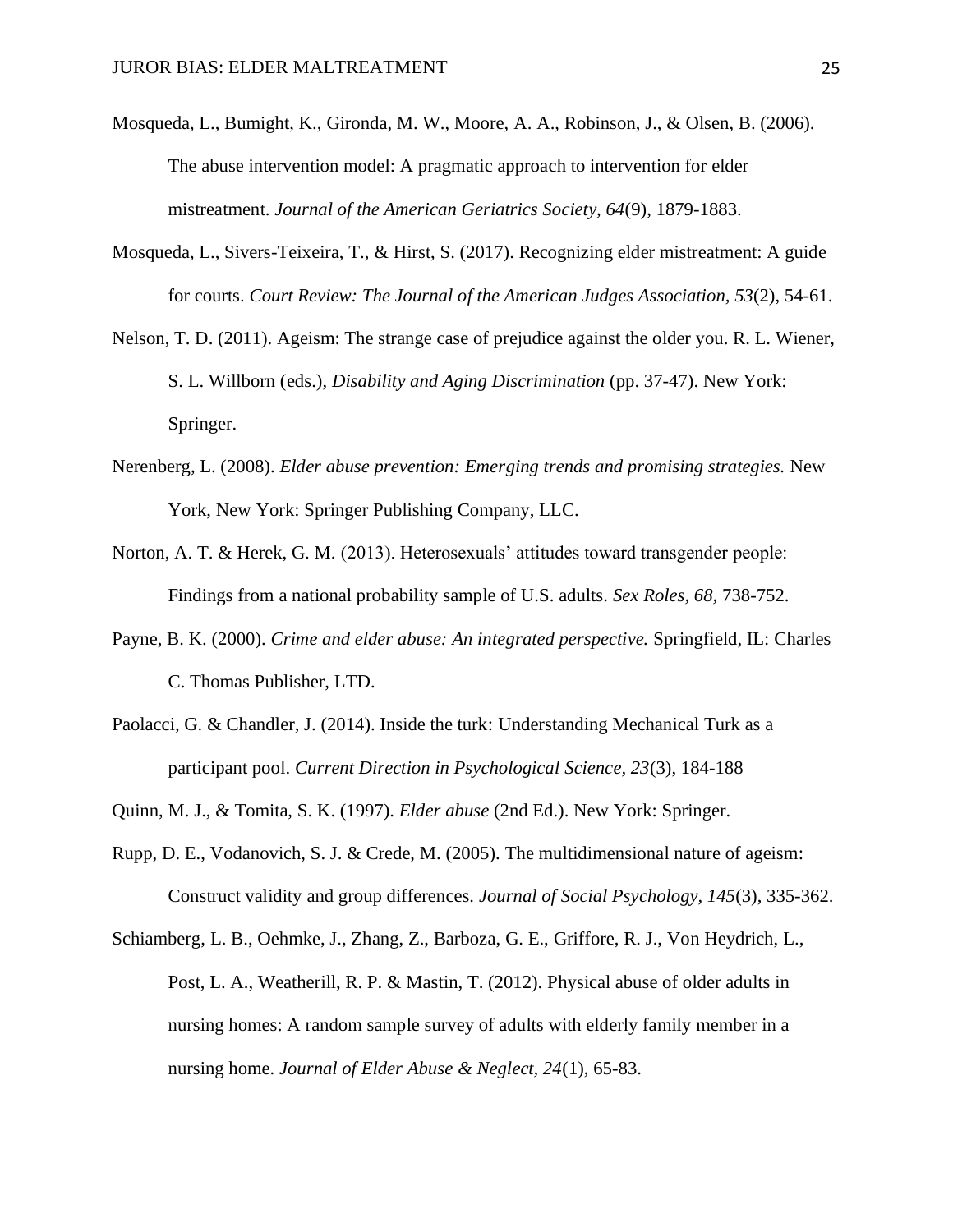Mosqueda, L., Bumight, K., Gironda, M. W., Moore, A. A., Robinson, J., & Olsen, B. (2006). The abuse intervention model: A pragmatic approach to intervention for elder mistreatment. *Journal of the American Geriatrics Society, 64*(9), 1879-1883.

Mosqueda, L., Sivers-Teixeira, T., & Hirst, S. (2017). Recognizing elder mistreatment: A guide for courts. *Court Review: The Journal of the American Judges Association, 53*(2), 54-61.

Nelson, T. D. (2011). Ageism: The strange case of prejudice against the older you. R. L. Wiener, S. L. Willborn (eds.), *Disability and Aging Discrimination* (pp. 37-47). New York: Springer.

Nerenberg, L. (2008). *Elder abuse prevention: Emerging trends and promising strategies.* New York, New York: Springer Publishing Company, LLC.

Norton, A. T. & Herek, G. M. (2013). Heterosexuals' attitudes toward transgender people: Findings from a national probability sample of U.S. adults. *Sex Roles, 68,* 738-752.

Payne, B. K. (2000). *Crime and elder abuse: An integrated perspective.* Springfield, IL: Charles C. Thomas Publisher, LTD.

Paolacci, G. & Chandler, J. (2014). Inside the turk: Understanding Mechanical Turk as a participant pool. *Current Direction in Psychological Science, 23*(3), 184-188

Quinn, M. J., & Tomita, S. K. (1997). *Elder abuse* (2nd Ed.). New York: Springer.

Rupp, D. E., Vodanovich, S. J. & Crede, M. (2005). The multidimensional nature of ageism: Construct validity and group differences. *Journal of Social Psychology, 145*(3), 335-362.

Schiamberg, L. B., Oehmke, J., Zhang, Z., Barboza, G. E., Griffore, R. J., Von Heydrich, L., Post, L. A., Weatherill, R. P. & Mastin, T. (2012). Physical abuse of older adults in nursing homes: A random sample survey of adults with elderly family member in a nursing home. *Journal of Elder Abuse & Neglect, 24*(1), 65-83.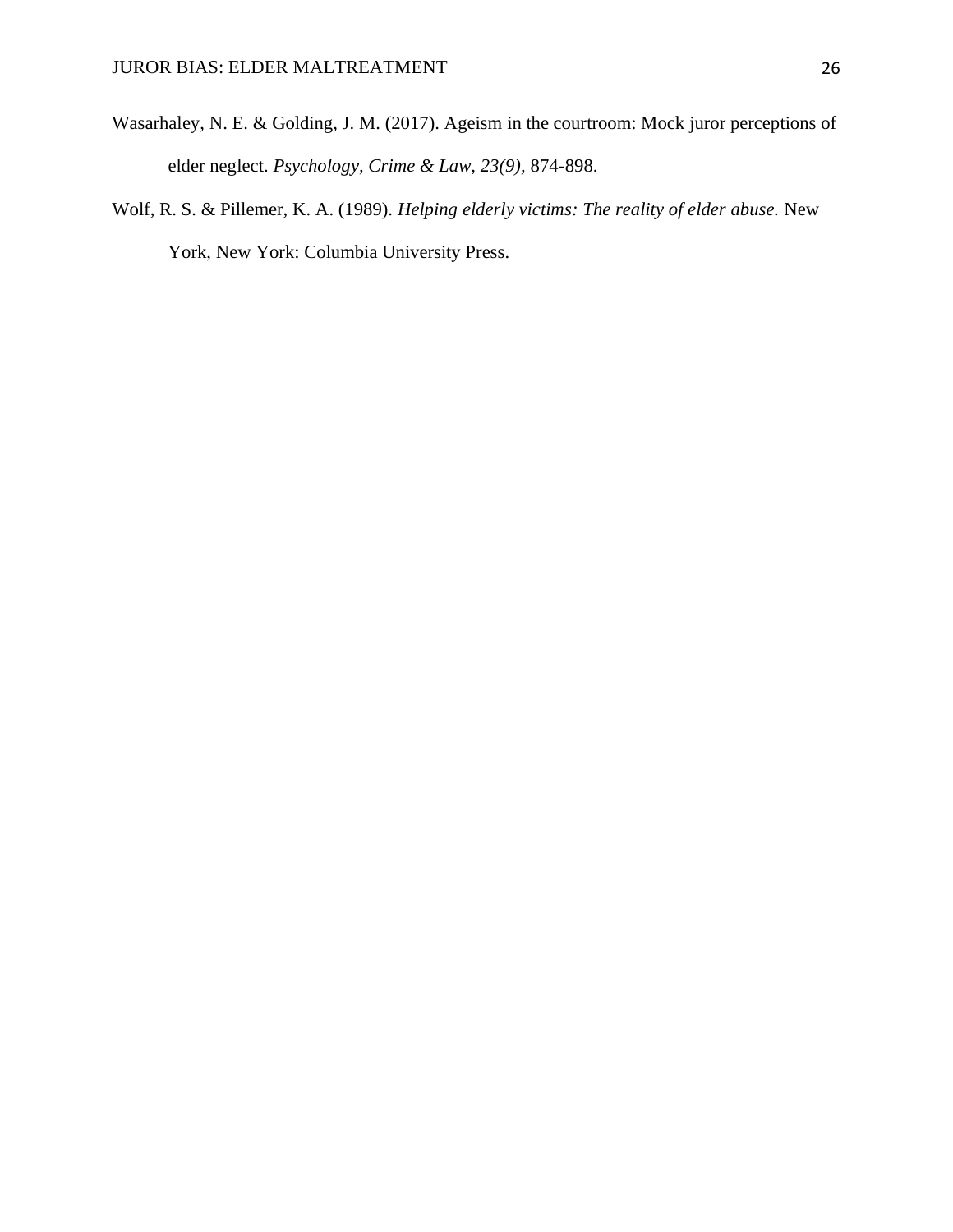Wasarhaley, N. E. & Golding, J. M. (2017). Ageism in the courtroom: Mock juror perceptions of elder neglect. *Psychology, Crime & Law*, *23(9)*, 874-898.

Wolf, R. S. & Pillemer, K. A. (1989). *Helping elderly victims: The reality of elder abuse.* New York, New York: Columbia University Press.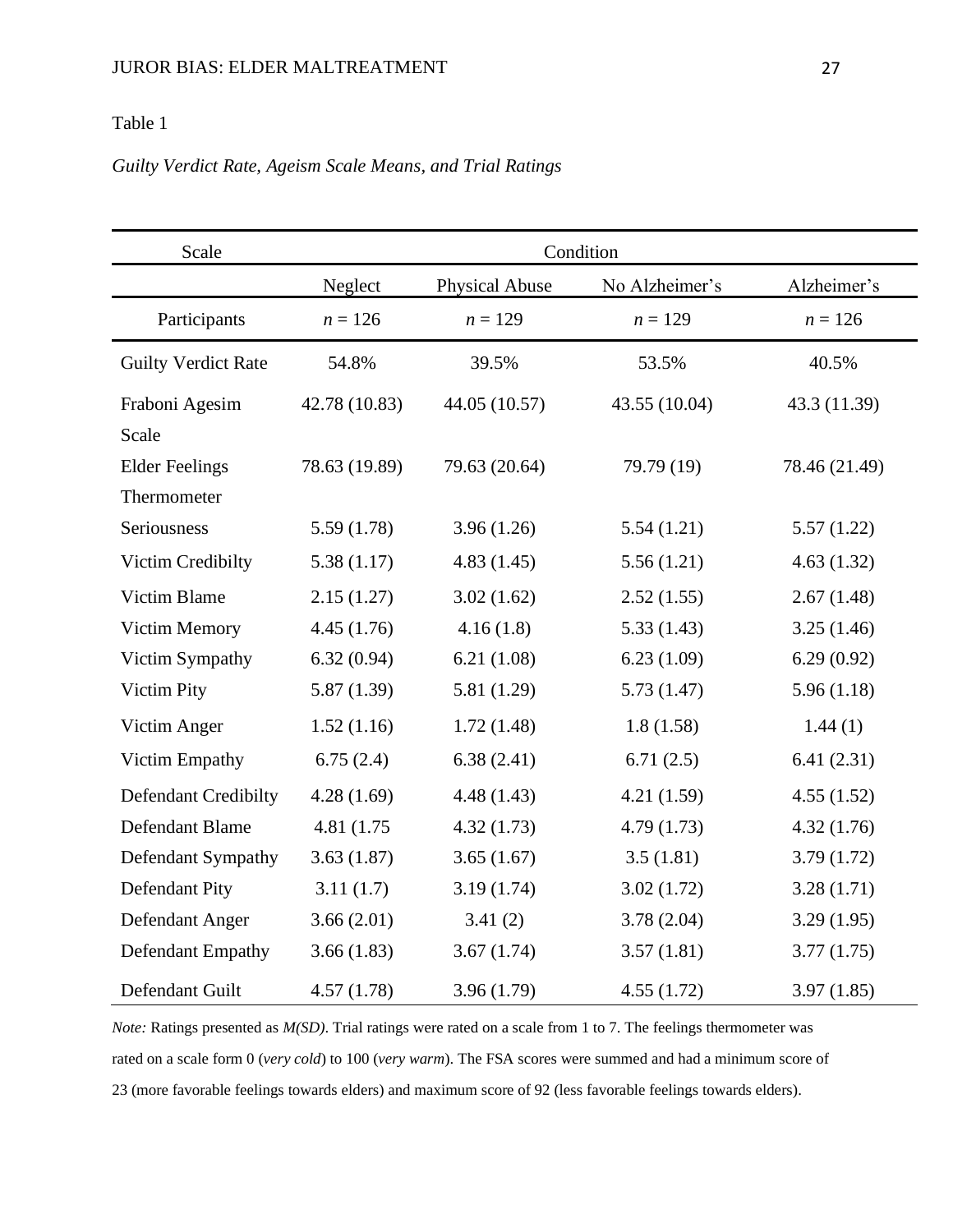Table 1

*Guilty Verdict Rate, Ageism Scale Means, and Trial Ratings*

| Scale | Condition | | | |
|---|---|---|---|---|
| | Neglect | Physical Abuse | No Alzheimer's | Alzheimer's |
| Participants | *n* = 126 | *n* = 129 | *n* = 129 | *n* = 126 |
| Guilty Verdict Rate | 54.8% | 39.5% | 53.5% | 40.5% |
| Fraboni Agesim Scale | 42.78 (10.83) | 44.05 (10.57) | 43.55 (10.04) | 43.3 (11.39) |
| Elder Feelings Thermometer | 78.63 (19.89) | 79.63 (20.64) | 79.79 (19) | 78.46 (21.49) |
| Seriousness | 5.59 (1.78) | 3.96 (1.26) | 5.54 (1.21) | 5.57 (1.22) |
| Victim Credibilty | 5.38 (1.17) | 4.83 (1.45) | 5.56 (1.21) | 4.63 (1.32) |
| Victim Blame | 2.15 (1.27) | 3.02 (1.62) | 2.52 (1.55) | 2.67 (1.48) |
| Victim Memory | 4.45 (1.76) | 4.16 (1.8) | 5.33 (1.43) | 3.25 (1.46) |
| Victim Sympathy | 6.32 (0.94) | 6.21 (1.08) | 6.23 (1.09) | 6.29 (0.92) |
| Victim Pity | 5.87 (1.39) | 5.81 (1.29) | 5.73 (1.47) | 5.96 (1.18) |
| Victim Anger | 1.52 (1.16) | 1.72 (1.48) | 1.8 (1.58) | 1.44 (1) |
| Victim Empathy | 6.75 (2.4) | 6.38 (2.41) | 6.71 (2.5) | 6.41 (2.31) |
| Defendant Credibilty | 4.28 (1.69) | 4.48 (1.43) | 4.21 (1.59) | 4.55 (1.52) |
| Defendant Blame | 4.81 (1.75 | 4.32 (1.73) | 4.79 (1.73) | 4.32 (1.76) |
| Defendant Sympathy | 3.63 (1.87) | 3.65 (1.67) | 3.5 (1.81) | 3.79 (1.72) |
| Defendant Pity | 3.11 (1.7) | 3.19 (1.74) | 3.02 (1.72) | 3.28 (1.71) |
| Defendant Anger | 3.66 (2.01) | 3.41 (2) | 3.78 (2.04) | 3.29 (1.95) |
| Defendant Empathy | 3.66 (1.83) | 3.67 (1.74) | 3.57 (1.81) | 3.77 (1.75) |
| Defendant Guilt | 4.57 (1.78) | 3.96 (1.79) | 4.55 (1.72) | 3.97 (1.85) |

*Note:* Ratings presented as *M(SD)*. Trial ratings were rated on a scale from 1 to 7. The feelings thermometer was rated on a scale form 0 (*very cold*) to 100 (*very warm*). The FSA scores were summed and had a minimum score of 23 (more favorable feelings towards elders) and maximum score of 92 (less favorable feelings towards elders).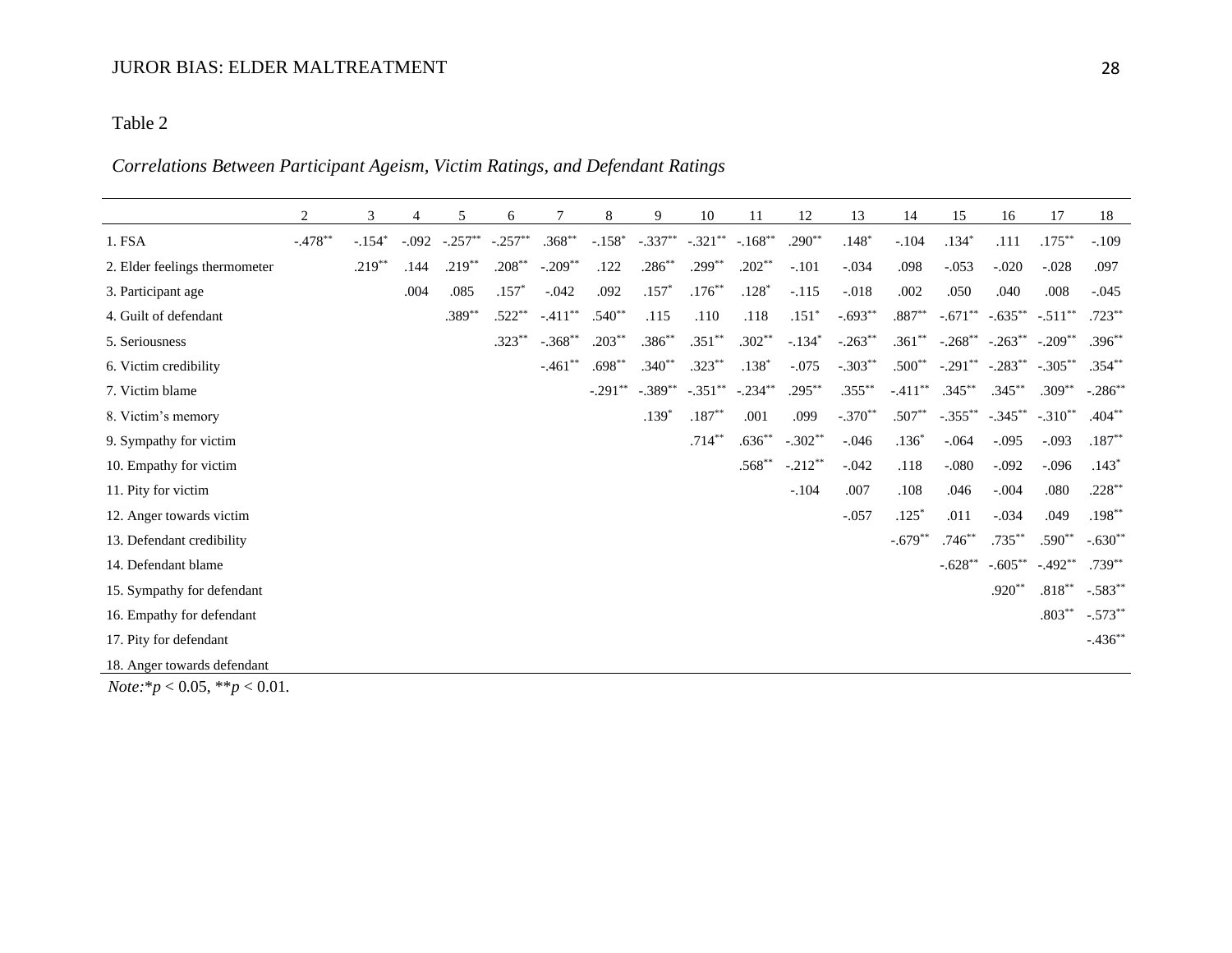Table 2

*Correlations Between Participant Ageism, Victim Ratings, and Defendant Ratings*

| | 2 | 3 | 4 | 5 | 6 | 7 | 8 | 9 | 10 | 11 | 12 | 13 | 14 | 15 | 16 | 17 | 18 |
|---|---|---|---|---|---|---|---|---|---|---|---|---|---|---|---|---|---|
| 1. FSA | -.478** | -.154* | -.092 | -.257** | -.257** | .368** | -.158* | -.337** | -.321** | -.168** | .290** | .148* | -.104 | .134* | .111 | .175** | -.109 |
| 2. Elder feelings thermometer | | .219** | .144 | .219** | .208** | -.209** | .122 | .286** | .299** | .202** | -.101 | -.034 | .098 | -.053 | -.020 | -.028 | .097 |
| 3. Participant age | | | .004 | .085 | .157* | -.042 | .092 | .157* | .176** | .128* | -.115 | -.018 | .002 | .050 | .040 | .008 | -.045 |
| 4. Guilt of defendant | | | | .389** | .522** | -.411** | .540** | .115 | .110 | .118 | .151* | -.693** | .887** | -.671** | -.635** | -.511** | .723** |
| 5. Seriousness | | | | | .323** | -.368** | .203** | .386** | .351** | .302** | -.134* | -.263** | .361** | -.268** | -.263** | -.209** | .396** |
| 6. Victim credibility | | | | | | -.461** | .698** | .340** | .323** | .138* | -.075 | -.303** | .500** | -.291** | -.283** | -.305** | .354** |
| 7. Victim blame | | | | | | | -.291** | -.389** | -.351** | -.234** | .295** | .355** | -.411** | .345** | .345** | .309** | -.286** |
| 8. Victim's memory | | | | | | | | .139* | .187** | .001 | .099 | -.370** | .507** | -.355** | -.345** | -.310** | .404** |
| 9. Sympathy for victim | | | | | | | | | .714** | .636** | -.302** | -.046 | .136* | -.064 | -.095 | -.093 | .187** |
| 10. Empathy for victim | | | | | | | | | | .568** | -.212** | -.042 | .118 | -.080 | -.092 | -.096 | .143* |
| 11. Pity for victim | | | | | | | | | | | -.104 | .007 | .108 | .046 | -.004 | .080 | .228** |
| 12. Anger towards victim | | | | | | | | | | | | -.057 | .125* | .011 | -.034 | .049 | .198** |
| 13. Defendant credibility | | | | | | | | | | | | | -.679** | .746** | .735** | .590** | -.630** |
| 14. Defendant blame | | | | | | | | | | | | | | -.628** | -.605** | -.492** | .739** |
| 15. Sympathy for defendant | | | | | | | | | | | | | | | .920** | .818** | -.583** |
| 16. Empathy for defendant | | | | | | | | | | | | | | | | .803** | -.573** |
| 17. Pity for defendant | | | | | | | | | | | | | | | | | -.436** |
| 18. Anger towards defendant | | | | | | | | | | | | | | | | | |

*Note*: $^{*}p < 0.05$, $^{**}p < 0.01$.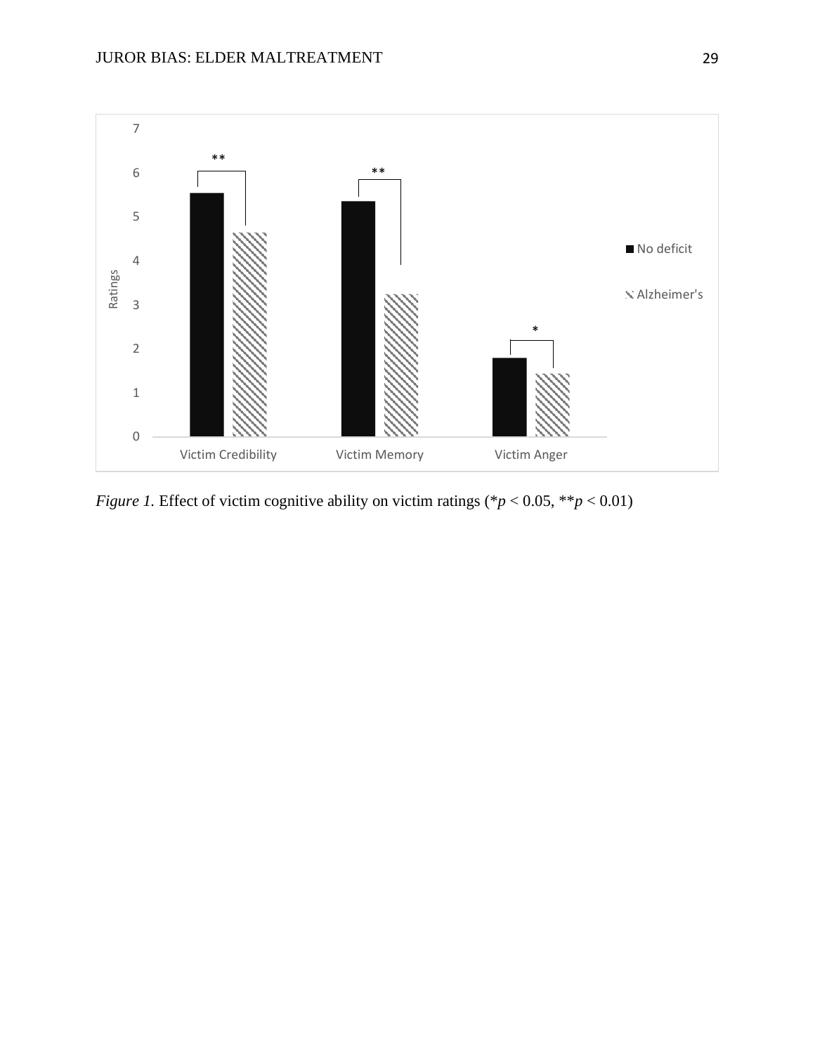*Figure 1.* Effect of victim cognitive ability on victim ratings (*$p < 0.05$, **$p < 0.01$)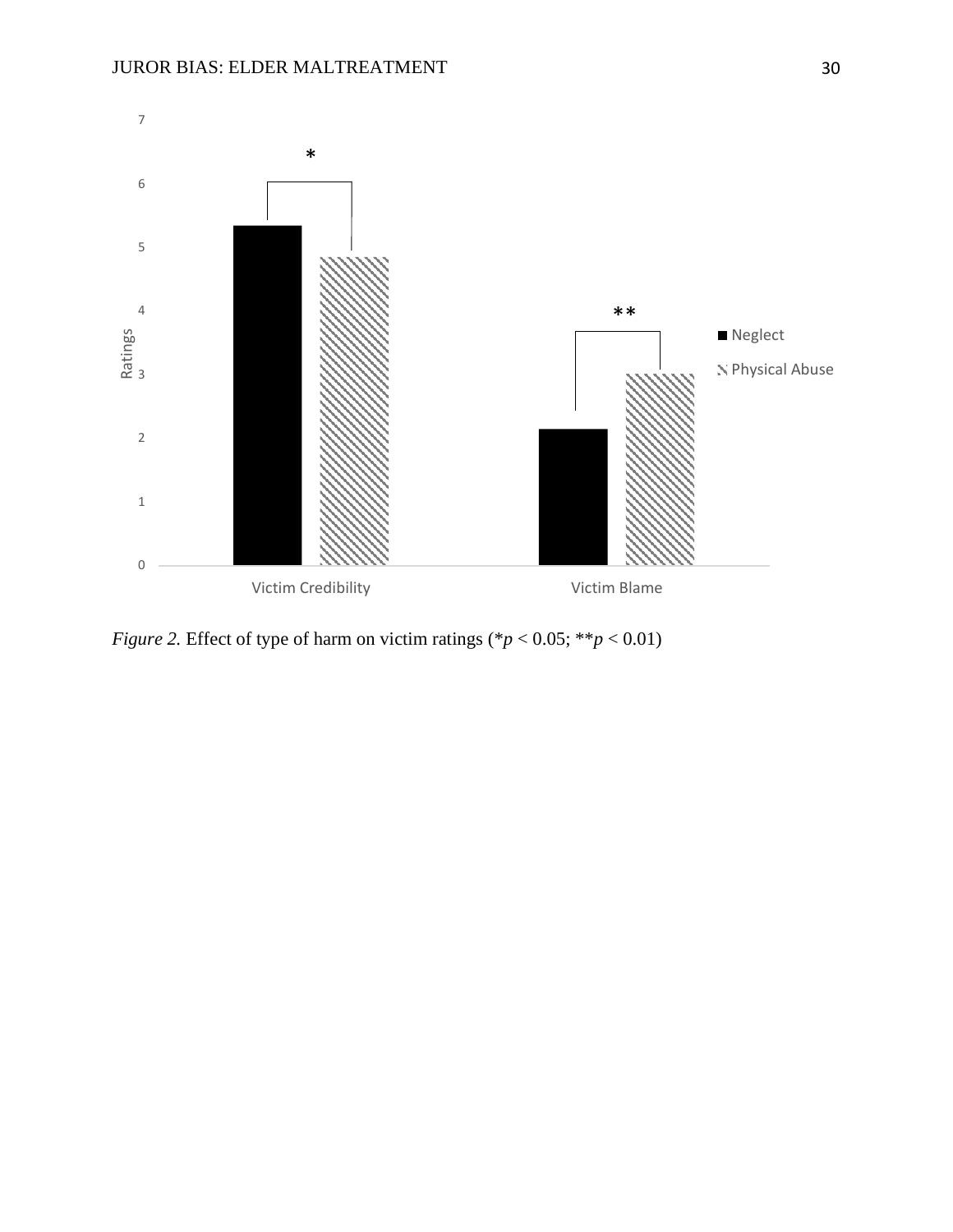7

6

5

4

3

2

1

0

Ratings

*

**

Neglect

Physical Abuse

Victim Credibility

Victim Blame

*Figure 2.* Effect of type of harm on victim ratings (*$p < 0.05$; **$p < 0.01$)